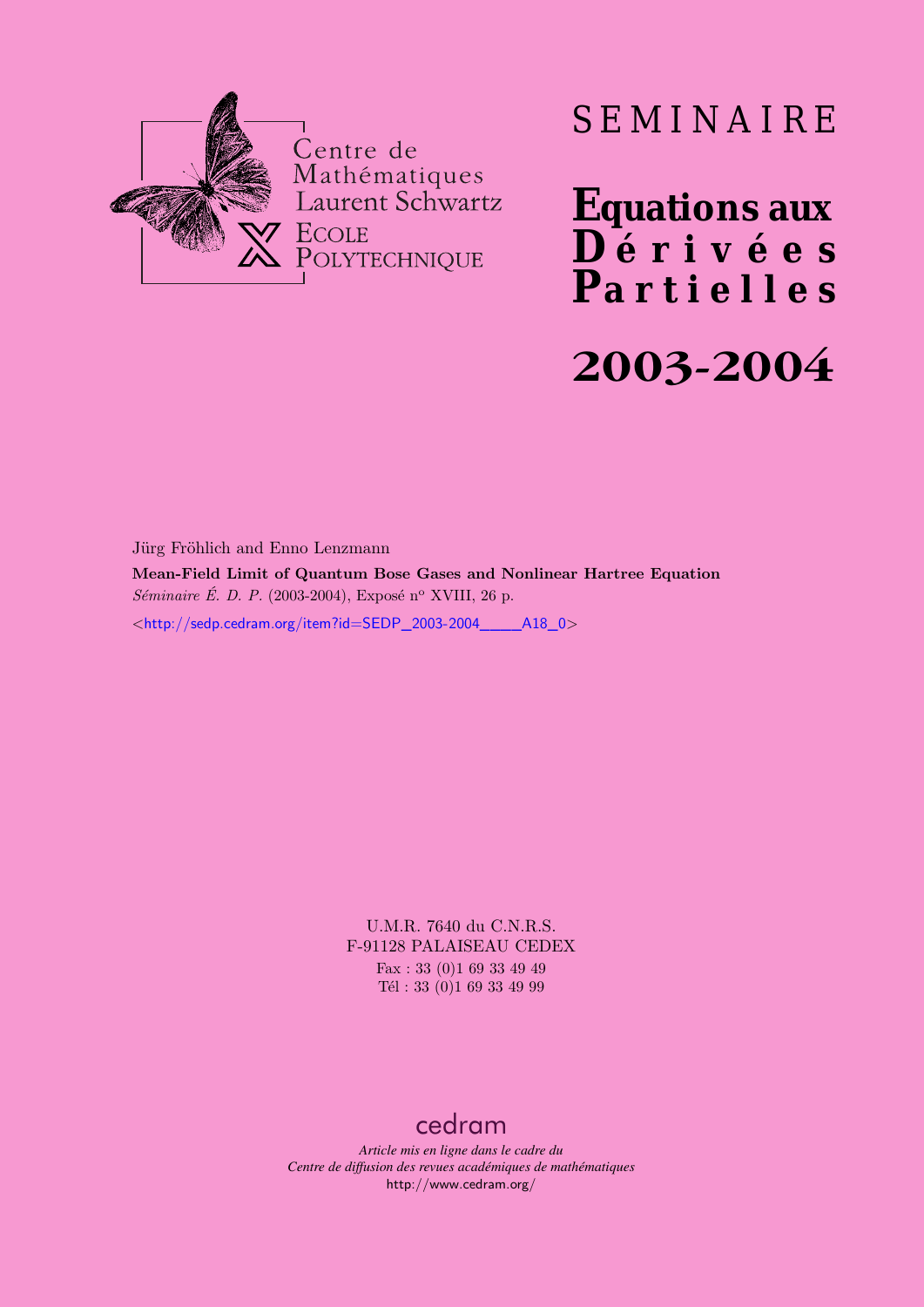Centre de Mathématiques Laurent Schwartz
ECOLE POLYTECHNIQUE

# SEMINAIRE

# Equations aux Dérivées Partielles

# 2003-2004

Jürg Fröhlich and Enno Lenzmann

**Mean-Field Limit of Quantum Bose Gases and Nonlinear Hartree Equation**

*Séminaire É. D. P.* (2003-2004), Exposé n° XVIII, 26 p.

<http://sedp.cedram.org/item?id=SEDP_2003-2004____A18_0>

U.M.R. 7640 du C.N.R.S.
F-91128 PALAISEAU CEDEX
Fax : 33 (0)1 69 33 49 49
Tél : 33 (0)1 69 33 49 99

cedram

*Article mis en ligne dans le cadre du*
*Centre de diffusion des revues académiques de mathématiques*
http://www.cedram.org/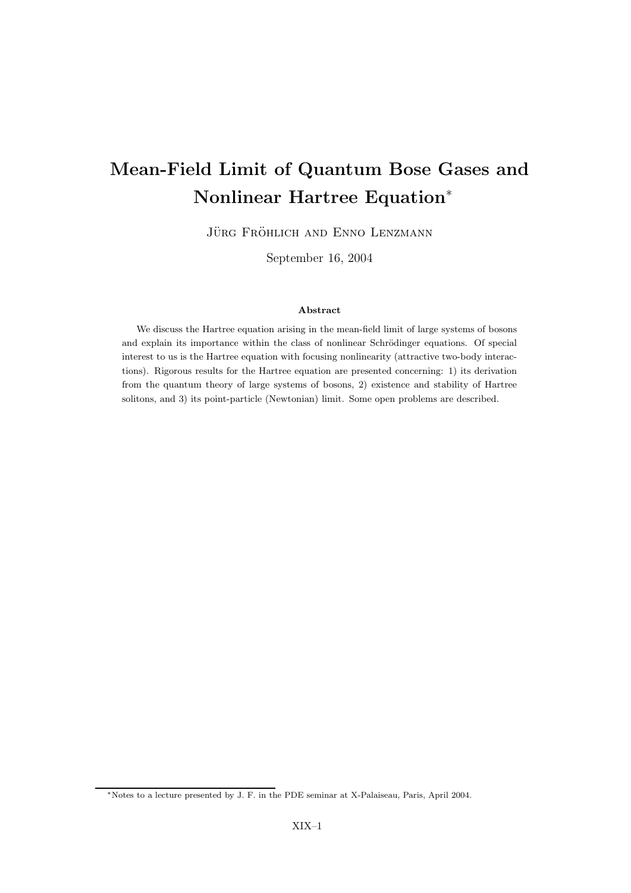# Mean-Field Limit of Quantum Bose Gases and Nonlinear Hartree Equation*

Jürg Fröhlich and Enno Lenzmann

September 16, 2004

**Abstract**

We discuss the Hartree equation arising in the mean-field limit of large systems of bosons and explain its importance within the class of nonlinear Schrödinger equations. Of special interest to us is the Hartree equation with focusing nonlinearity (attractive two-body interactions). Rigorous results for the Hartree equation are presented concerning: 1) its derivation from the quantum theory of large systems of bosons, 2) existence and stability of Hartree solitons, and 3) its point-particle (Newtonian) limit. Some open problems are described.

*Notes to a lecture presented by J. F. in the PDE seminar at X-Palaiseau, Paris, April 2004.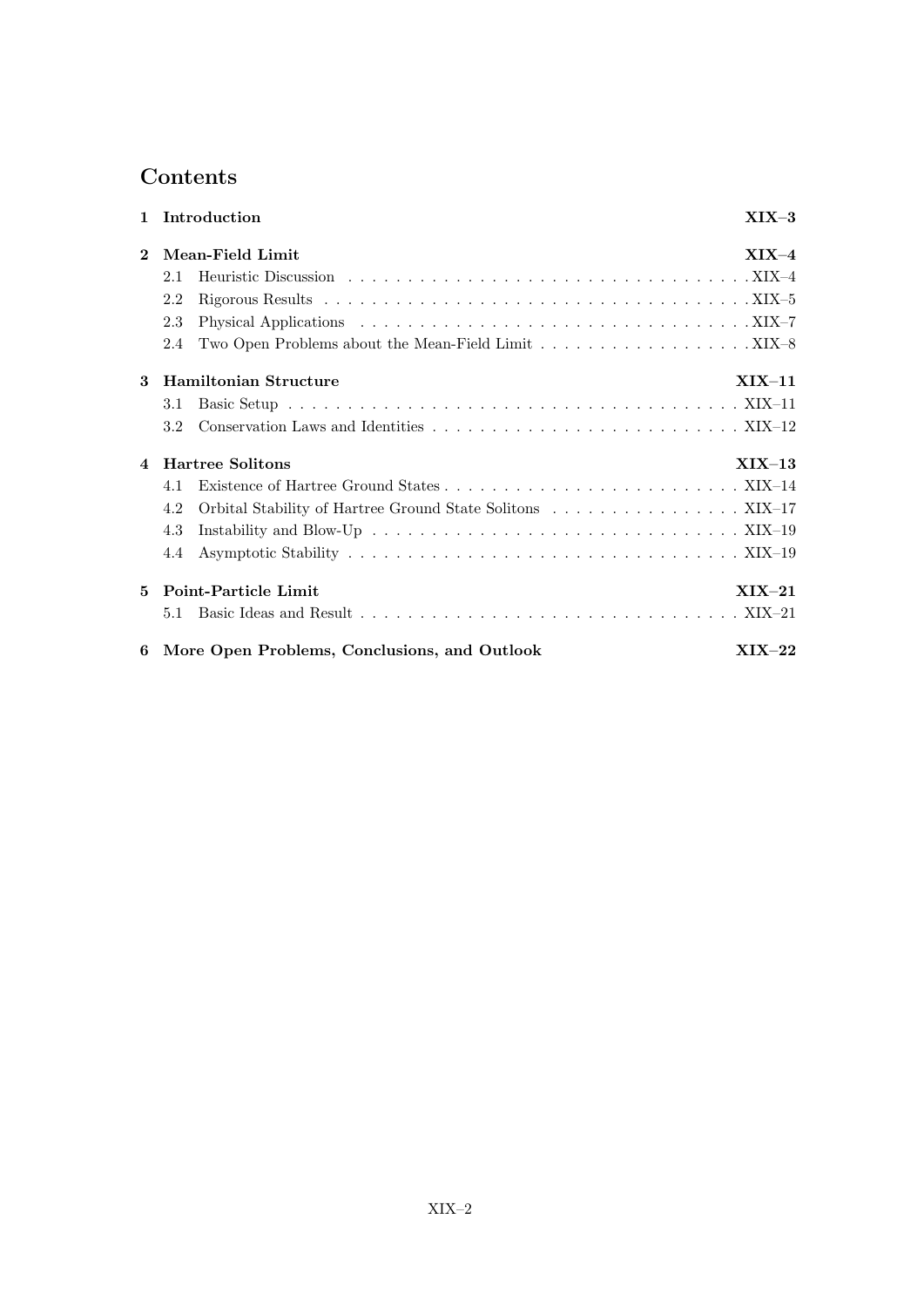# Contents

**1 Introduction** **XIX–3**

**2 Mean-Field Limit** **XIX–4**

- 2.1 Heuristic Discussion . . . . . . . . . . . . . . . . . . . . . . . . . . . . . . . . . . . XIX–4
- 2.2 Rigorous Results . . . . . . . . . . . . . . . . . . . . . . . . . . . . . . . . . . . . . XIX–5
- 2.3 Physical Applications . . . . . . . . . . . . . . . . . . . . . . . . . . . . . . . . . . XIX–7
- 2.4 Two Open Problems about the Mean-Field Limit . . . . . . . . . . . . . . . . . . XIX–8

**3 Hamiltonian Structure** **XIX–11**

- 3.1 Basic Setup . . . . . . . . . . . . . . . . . . . . . . . . . . . . . . . . . . . . . . . XIX–11
- 3.2 Conservation Laws and Identities . . . . . . . . . . . . . . . . . . . . . . . . . . . XIX–12

**4 Hartree Solitons** **XIX–13**

- 4.1 Existence of Hartree Ground States . . . . . . . . . . . . . . . . . . . . . . . . . . XIX–14
- 4.2 Orbital Stability of Hartree Ground State Solitons . . . . . . . . . . . . . . . . . XIX–17
- 4.3 Instability and Blow-Up . . . . . . . . . . . . . . . . . . . . . . . . . . . . . . . . XIX–19
- 4.4 Asymptotic Stability . . . . . . . . . . . . . . . . . . . . . . . . . . . . . . . . . . XIX–19

**5 Point-Particle Limit** **XIX–21**

- 5.1 Basic Ideas and Result . . . . . . . . . . . . . . . . . . . . . . . . . . . . . . . . . XIX–21

**6 More Open Problems, Conclusions, and Outlook** **XIX–22**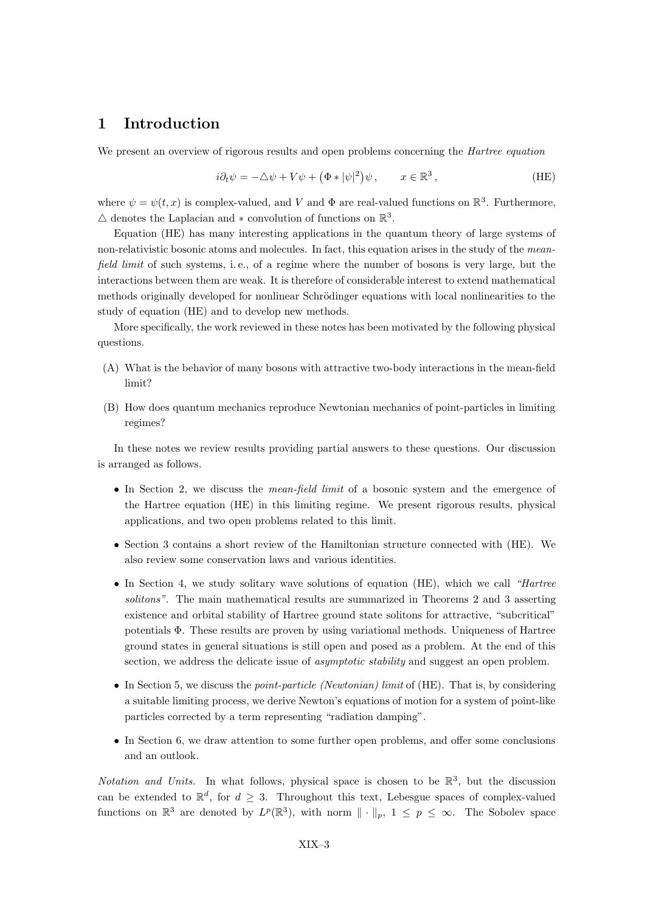# 1 Introduction

We present an overview of rigorous results and open problems concerning the *Hartree equation*

$$i\partial_t \psi = -\triangle \psi + V\psi + \big(\Phi * |\psi|^2\big)\psi\,, \qquad x \in \mathbb{R}^3\,, \tag{HE}$$

where $\psi = \psi(t,x)$ is complex-valued, and $V$ and $\Phi$ are real-valued functions on $\mathbb{R}^3$. Furthermore, $\triangle$ denotes the Laplacian and $*$ convolution of functions on $\mathbb{R}^3$.

Equation (HE) has many interesting applications in the quantum theory of large systems of non-relativistic bosonic atoms and molecules. In fact, this equation arises in the study of the *mean-field limit* of such systems, i. e., of a regime where the number of bosons is very large, but the interactions between them are weak. It is therefore of considerable interest to extend mathematical methods originally developed for nonlinear Schrödinger equations with local nonlinearities to the study of equation (HE) and to develop new methods.

More specifically, the work reviewed in these notes has been motivated by the following physical questions.

(A) What is the behavior of many bosons with attractive two-body interactions in the mean-field limit?

(B) How does quantum mechanics reproduce Newtonian mechanics of point-particles in limiting regimes?

In these notes we review results providing partial answers to these questions. Our discussion is arranged as follows.

- In Section 2, we discuss the *mean-field limit* of a bosonic system and the emergence of the Hartree equation (HE) in this limiting regime. We present rigorous results, physical applications, and two open problems related to this limit.
- Section 3 contains a short review of the Hamiltonian structure connected with (HE). We also review some conservation laws and various identities.
- In Section 4, we study solitary wave solutions of equation (HE), which we call *"Hartree solitons"*. The main mathematical results are summarized in Theorems 2 and 3 asserting existence and orbital stability of Hartree ground state solitons for attractive, "subcritical" potentials $\Phi$. These results are proven by using variational methods. Uniqueness of Hartree ground states in general situations is still open and posed as a problem. At the end of this section, we address the delicate issue of *asymptotic stability* and suggest an open problem.
- In Section 5, we discuss the *point-particle (Newtonian) limit* of (HE). That is, by considering a suitable limiting process, we derive Newton's equations of motion for a system of point-like particles corrected by a term representing "radiation damping".
- In Section 6, we draw attention to some further open problems, and offer some conclusions and an outlook.

*Notation and Units.* In what follows, physical space is chosen to be $\mathbb{R}^3$, but the discussion can be extended to $\mathbb{R}^d$, for $d \geq 3$. Throughout this text, Lebesgue spaces of complex-valued functions on $\mathbb{R}^3$ are denoted by $L^p(\mathbb{R}^3)$, with norm $\|\cdot\|_p$, $1 \leq p \leq \infty$. The Sobolev space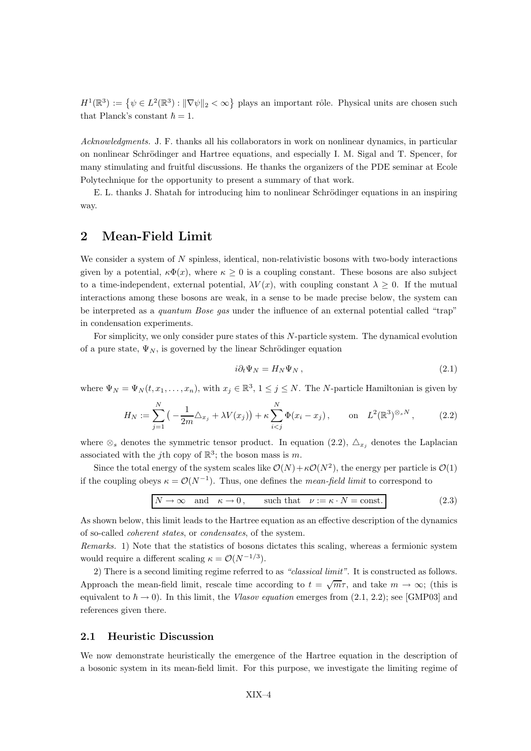$H^1(\mathbb{R}^3) := \{\psi \in L^2(\mathbb{R}^3) : \|\nabla\psi\|_2 < \infty\}$ plays an important rôle. Physical units are chosen such that Planck's constant $\hbar = 1$.

*Acknowledgments.* J. F. thanks all his collaborators in work on nonlinear dynamics, in particular on nonlinear Schrödinger and Hartree equations, and especially I. M. Sigal and T. Spencer, for many stimulating and fruitful discussions. He thanks the organizers of the PDE seminar at Ecole Polytechnique for the opportunity to present a summary of that work.

E. L. thanks J. Shatah for introducing him to nonlinear Schrödinger equations in an inspiring way.

## 2 Mean-Field Limit

We consider a system of $N$ spinless, identical, non-relativistic bosons with two-body interactions given by a potential, $\kappa\Phi(x)$, where $\kappa \geq 0$ is a coupling constant. These bosons are also subject to a time-independent, external potential, $\lambda V(x)$, with coupling constant $\lambda \geq 0$. If the mutual interactions among these bosons are weak, in a sense to be made precise below, the system can be interpreted as a *quantum Bose gas* under the influence of an external potential called "trap" in condensation experiments.

For simplicity, we only consider pure states of this $N$-particle system. The dynamical evolution of a pure state, $\Psi_N$, is governed by the linear Schrödinger equation

$$i\partial_t \Psi_N = H_N \Psi_N \,, \tag{2.1}$$

where $\Psi_N = \Psi_N(t, x_1, \ldots, x_n)$, with $x_j \in \mathbb{R}^3$, $1 \leq j \leq N$. The $N$-particle Hamiltonian is given by

$$H_N := \sum_{j=1}^{N} \big( -\frac{1}{2m} \triangle_{x_j} + \lambda V(x_j) \big) + \kappa \sum_{i<j}^{N} \Phi(x_i - x_j) \,, \qquad \text{on} \quad L^2(\mathbb{R}^3)^{\otimes_s N} \,, \tag{2.2}$$

where $\otimes_s$ denotes the symmetric tensor product. In equation (2.2), $\triangle_{x_j}$ denotes the Laplacian associated with the $j$th copy of $\mathbb{R}^3$; the boson mass is $m$.

Since the total energy of the system scales like $\mathcal{O}(N) + \kappa\mathcal{O}(N^2)$, the energy per particle is $\mathcal{O}(1)$ if the coupling obeys $\kappa = \mathcal{O}(N^{-1})$. Thus, one defines the *mean-field limit* to correspond to

$$\boxed{N \to \infty \quad \text{and} \quad \kappa \to 0 \,, \qquad \text{such that} \quad \nu := \kappa \cdot N = \text{const.}} \tag{2.3}$$

As shown below, this limit leads to the Hartree equation as an effective description of the dynamics of so-called *coherent states*, or *condensates*, of the system.

*Remarks.* 1) Note that the statistics of bosons dictates this scaling, whereas a fermionic system would require a different scaling $\kappa = \mathcal{O}(N^{-1/3})$.

2) There is a second limiting regime referred to as *"classical limit"*. It is constructed as follows. Approach the mean-field limit, rescale time according to $t = \sqrt{m}\tau$, and take $m \to \infty$; (this is equivalent to $\hbar \to 0$). In this limit, the *Vlasov equation* emerges from (2.1, 2.2); see [GMP03] and references given there.

### 2.1 Heuristic Discussion

We now demonstrate heuristically the emergence of the Hartree equation in the description of a bosonic system in its mean-field limit. For this purpose, we investigate the limiting regime of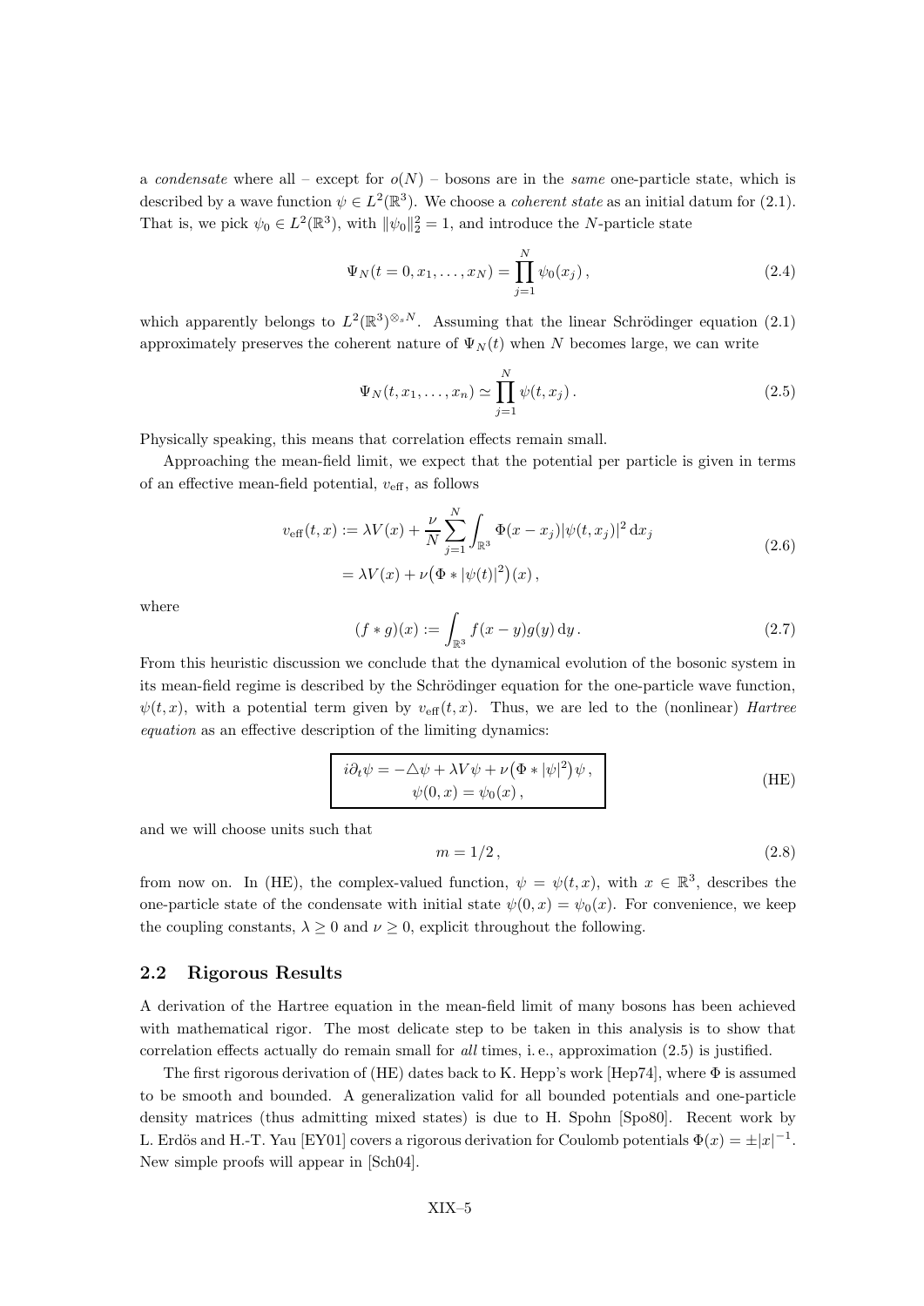a *condensate* where all – except for $o(N)$ – bosons are in the *same* one-particle state, which is described by a wave function $\psi \in L^2(\mathbb{R}^3)$. We choose a *coherent state* as an initial datum for (2.1). That is, we pick $\psi_0 \in L^2(\mathbb{R}^3)$, with $\|\psi_0\|_2^2 = 1$, and introduce the $N$-particle state

$$\Psi_N(t=0, x_1, \ldots, x_N) = \prod_{j=1}^{N} \psi_0(x_j)\,, \tag{2.4}$$

which apparently belongs to $L^2(\mathbb{R}^3)^{\otimes_s N}$. Assuming that the linear Schrödinger equation (2.1) approximately preserves the coherent nature of $\Psi_N(t)$ when $N$ becomes large, we can write

$$\Psi_N(t, x_1, \ldots, x_n) \simeq \prod_{j=1}^{N} \psi(t, x_j)\,. \tag{2.5}$$

Physically speaking, this means that correlation effects remain small.

Approaching the mean-field limit, we expect that the potential per particle is given in terms of an effective mean-field potential, $v_{\mathrm{eff}}$, as follows

$$\begin{aligned} v_{\mathrm{eff}}(t,x) &:= \lambda V(x) + \frac{\nu}{N}\sum_{j=1}^{N}\int_{\mathbb{R}^3} \Phi(x-x_j)|\psi(t,x_j)|^2\,\mathrm{d}x_j \\ &= \lambda V(x) + \nu\big(\Phi * |\psi(t)|^2\big)(x)\,, \end{aligned} \tag{2.6}$$

where

$$(f * g)(x) := \int_{\mathbb{R}^3} f(x-y) g(y)\,\mathrm{d}y\,. \tag{2.7}$$

From this heuristic discussion we conclude that the dynamical evolution of the bosonic system in its mean-field regime is described by the Schrödinger equation for the one-particle wave function, $\psi(t,x)$, with a potential term given by $v_{\mathrm{eff}}(t,x)$. Thus, we are led to the (nonlinear) *Hartree equation* as an effective description of the limiting dynamics:

$$\boxed{\begin{gathered} i\partial_t \psi = -\triangle \psi + \lambda V \psi + \nu\big(\Phi * |\psi|^2\big)\psi\,, \\ \psi(0,x) = \psi_0(x)\,, \end{gathered}} \tag{HE}$$

and we will choose units such that

$$m = 1/2\,, \tag{2.8}$$

from now on. In (HE), the complex-valued function, $\psi = \psi(t,x)$, with $x \in \mathbb{R}^3$, describes the one-particle state of the condensate with initial state $\psi(0,x) = \psi_0(x)$. For convenience, we keep the coupling constants, $\lambda \geq 0$ and $\nu \geq 0$, explicit throughout the following.

## 2.2 Rigorous Results

A derivation of the Hartree equation in the mean-field limit of many bosons has been achieved with mathematical rigor. The most delicate step to be taken in this analysis is to show that correlation effects actually do remain small for *all* times, i. e., approximation (2.5) is justified.

The first rigorous derivation of (HE) dates back to K. Hepp's work [Hep74], where $\Phi$ is assumed to be smooth and bounded. A generalization valid for all bounded potentials and one-particle density matrices (thus admitting mixed states) is due to H. Spohn [Spo80]. Recent work by L. Erdös and H.-T. Yau [EY01] covers a rigorous derivation for Coulomb potentials $\Phi(x) = \pm|x|^{-1}$. New simple proofs will appear in [Sch04].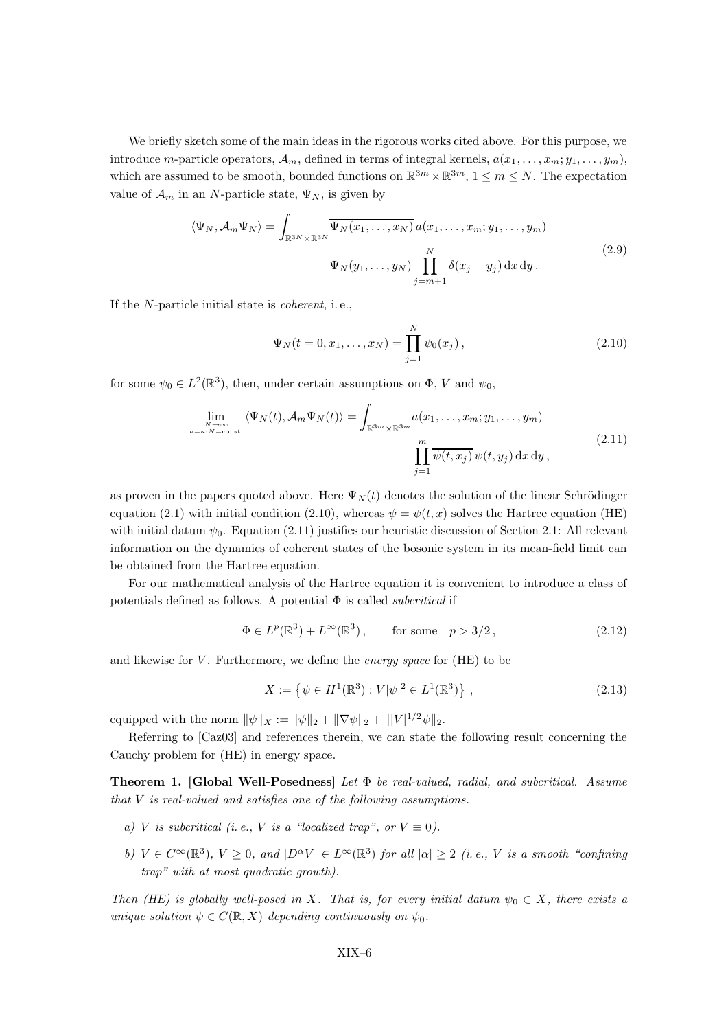We briefly sketch some of the main ideas in the rigorous works cited above. For this purpose, we introduce $m$-particle operators, $\mathcal{A}_m$, defined in terms of integral kernels, $a(x_1, \ldots, x_m; y_1, \ldots, y_m)$, which are assumed to be smooth, bounded functions on $\mathbb{R}^{3m} \times \mathbb{R}^{3m}$, $1 \leq m \leq N$. The expectation value of $\mathcal{A}_m$ in an $N$-particle state, $\Psi_N$, is given by

$$
\begin{aligned}
\langle \Psi_N, \mathcal{A}_m \Psi_N \rangle = \int_{\mathbb{R}^{3N} \times \mathbb{R}^{3N}} & \overline{\Psi_N(x_1, \ldots, x_N)}\, a(x_1, \ldots, x_m; y_1, \ldots, y_m) \\
& \Psi_N(y_1, \ldots, y_N) \prod_{j=m+1}^{N} \delta(x_j - y_j)\, \mathrm{d}x\, \mathrm{d}y\,.
\end{aligned} \tag{2.9}
$$

If the $N$-particle initial state is *coherent*, i. e.,

$$
\Psi_N(t = 0, x_1, \ldots, x_N) = \prod_{j=1}^{N} \psi_0(x_j)\,, \tag{2.10}
$$

for some $\psi_0 \in L^2(\mathbb{R}^3)$, then, under certain assumptions on $\Phi$, $V$ and $\psi_0$,

$$
\begin{aligned}
\lim_{\substack{N \to \infty \\ \nu = \kappa \cdot N = \text{const.}}} \langle \Psi_N(t), \mathcal{A}_m \Psi_N(t) \rangle = \int_{\mathbb{R}^{3m} \times \mathbb{R}^{3m}} & a(x_1, \ldots, x_m; y_1, \ldots, y_m) \\
& \prod_{j=1}^{m} \overline{\psi(t, x_j)}\, \psi(t, y_j)\, \mathrm{d}x\, \mathrm{d}y\,,
\end{aligned} \tag{2.11}
$$

as proven in the papers quoted above. Here $\Psi_N(t)$ denotes the solution of the linear Schrödinger equation (2.1) with initial condition (2.10), whereas $\psi = \psi(t, x)$ solves the Hartree equation (HE) with initial datum $\psi_0$. Equation (2.11) justifies our heuristic discussion of Section 2.1: All relevant information on the dynamics of coherent states of the bosonic system in its mean-field limit can be obtained from the Hartree equation.

For our mathematical analysis of the Hartree equation it is convenient to introduce a class of potentials defined as follows. A potential $\Phi$ is called *subcritical* if

$$
\Phi \in L^p(\mathbb{R}^3) + L^\infty(\mathbb{R}^3)\,, \qquad \text{for some} \quad p > 3/2\,, \tag{2.12}
$$

and likewise for $V$. Furthermore, we define the *energy space* for (HE) to be

$$
X := \left\{ \psi \in H^1(\mathbb{R}^3) : V|\psi|^2 \in L^1(\mathbb{R}^3) \right\}\,, \tag{2.13}
$$

equipped with the norm $\|\psi\|_X := \|\psi\|_2 + \|\nabla\psi\|_2 + \||V|^{1/2}\psi\|_2$.

Referring to [Caz03] and references therein, we can state the following result concerning the Cauchy problem for (HE) in energy space.

**Theorem 1. [Global Well-Posedness]** *Let $\Phi$ be real-valued, radial, and subcritical. Assume that $V$ is real-valued and satisfies one of the following assumptions.*

- *a) $V$ is subcritical (i. e., $V$ is a "localized trap", or $V \equiv 0$).*
- *b) $V \in C^\infty(\mathbb{R}^3)$, $V \geq 0$, and $|D^\alpha V| \in L^\infty(\mathbb{R}^3)$ for all $|\alpha| \geq 2$ (i. e., $V$ is a smooth "confining trap" with at most quadratic growth).*

*Then (HE) is globally well-posed in $X$. That is, for every initial datum $\psi_0 \in X$, there exists a unique solution $\psi \in C(\mathbb{R}, X)$ depending continuously on $\psi_0$.*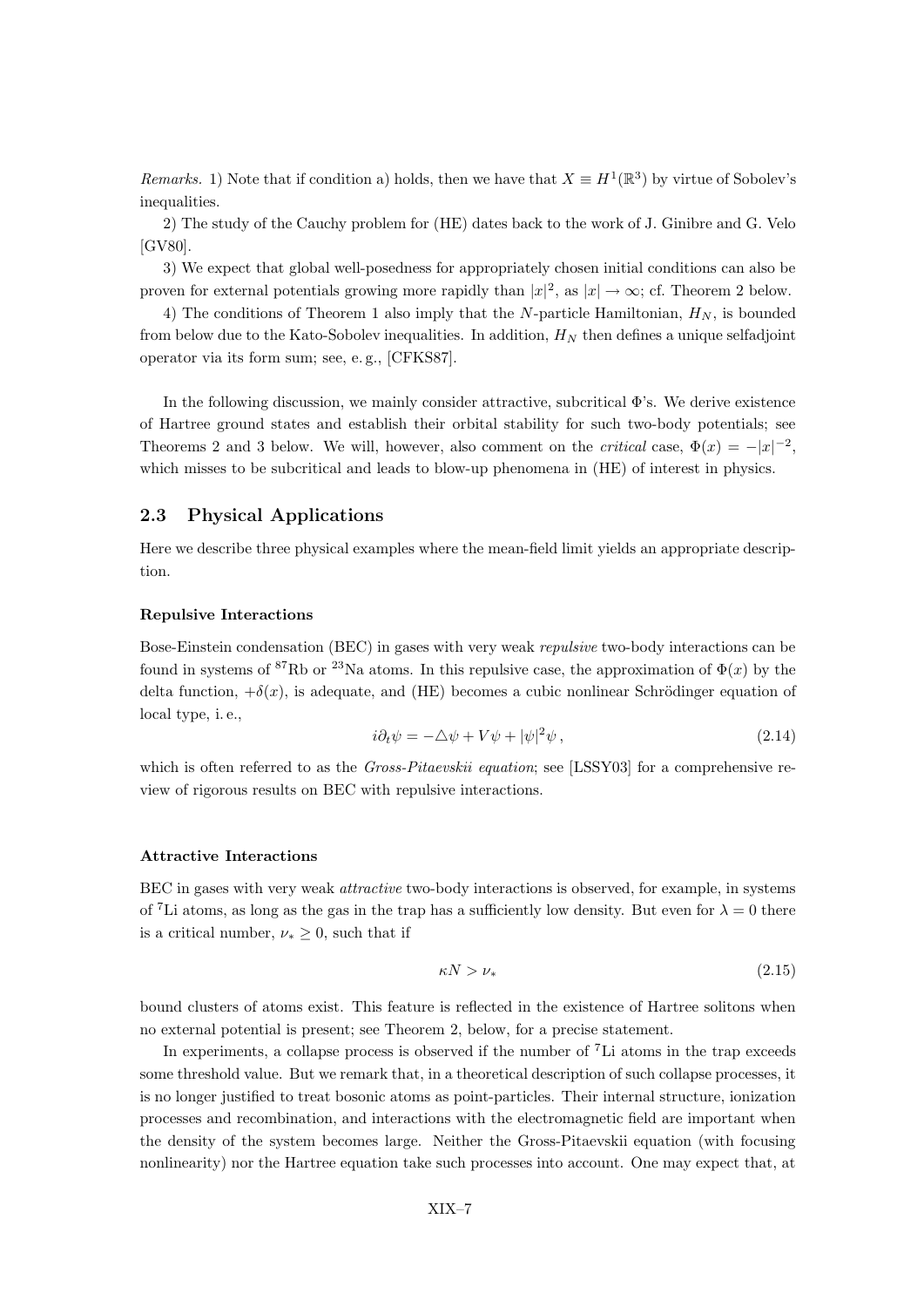*Remarks.* 1) Note that if condition a) holds, then we have that $X \equiv H^1(\mathbb{R}^3)$ by virtue of Sobolev's inequalities.

2) The study of the Cauchy problem for (HE) dates back to the work of J. Ginibre and G. Velo [GV80].

3) We expect that global well-posedness for appropriately chosen initial conditions can also be proven for external potentials growing more rapidly than $|x|^2$, as $|x| \to \infty$; cf. Theorem 2 below.

4) The conditions of Theorem 1 also imply that the $N$-particle Hamiltonian, $H_N$, is bounded from below due to the Kato-Sobolev inequalities. In addition, $H_N$ then defines a unique selfadjoint operator via its form sum; see, e. g., [CFKS87].

In the following discussion, we mainly consider attractive, subcritical $\Phi$'s. We derive existence of Hartree ground states and establish their orbital stability for such two-body potentials; see Theorems 2 and 3 below. We will, however, also comment on the *critical* case, $\Phi(x) = -|x|^{-2}$, which misses to be subcritical and leads to blow-up phenomena in (HE) of interest in physics.

## 2.3 Physical Applications

Here we describe three physical examples where the mean-field limit yields an appropriate description.

#### Repulsive Interactions

Bose-Einstein condensation (BEC) in gases with very weak *repulsive* two-body interactions can be found in systems of $^{87}$Rb or $^{23}$Na atoms. In this repulsive case, the approximation of $\Phi(x)$ by the delta function, $+\delta(x)$, is adequate, and (HE) becomes a cubic nonlinear Schrödinger equation of local type, i. e.,

$$i\partial_t \psi = -\triangle \psi + V\psi + |\psi|^2 \psi \,, \tag{2.14}$$

which is often referred to as the *Gross-Pitaevskii equation*; see [LSSY03] for a comprehensive review of rigorous results on BEC with repulsive interactions.

#### Attractive Interactions

BEC in gases with very weak *attractive* two-body interactions is observed, for example, in systems of $^7$Li atoms, as long as the gas in the trap has a sufficiently low density. But even for $\lambda = 0$ there is a critical number, $\nu_* \geq 0$, such that if

$$\kappa N > \nu_* \tag{2.15}$$

bound clusters of atoms exist. This feature is reflected in the existence of Hartree solitons when no external potential is present; see Theorem 2, below, for a precise statement.

In experiments, a collapse process is observed if the number of $^7$Li atoms in the trap exceeds some threshold value. But we remark that, in a theoretical description of such collapse processes, it is no longer justified to treat bosonic atoms as point-particles. Their internal structure, ionization processes and recombination, and interactions with the electromagnetic field are important when the density of the system becomes large. Neither the Gross-Pitaevskii equation (with focusing nonlinearity) nor the Hartree equation take such processes into account. One may expect that, at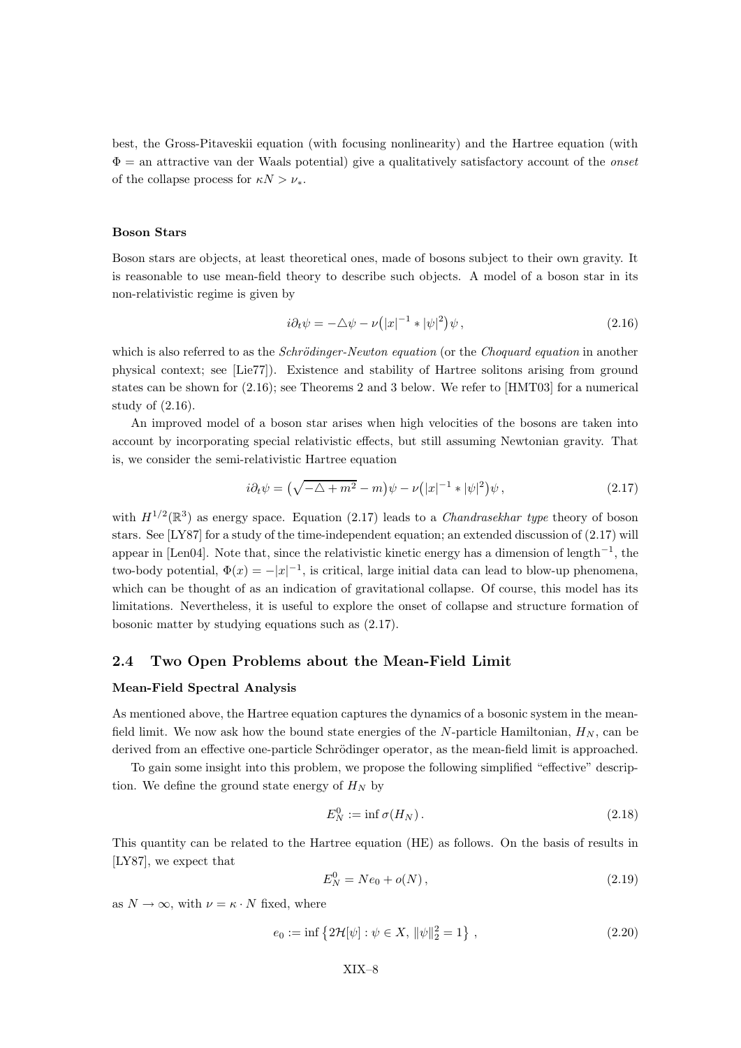best, the Gross-Pitaveskii equation (with focusing nonlinearity) and the Hartree equation (with $\Phi$ = an attractive van der Waals potential) give a qualitatively satisfactory account of the *onset* of the collapse process for $\kappa N > \nu_*$.

#### Boson Stars

Boson stars are objects, at least theoretical ones, made of bosons subject to their own gravity. It is reasonable to use mean-field theory to describe such objects. A model of a boson star in its non-relativistic regime is given by

$$i\partial_t \psi = -\triangle \psi - \nu\big(|x|^{-1} * |\psi|^2\big)\psi \,, \tag{2.16}$$

which is also referred to as the *Schrödinger-Newton equation* (or the *Choquard equation* in another physical context; see [Lie77]). Existence and stability of Hartree solitons arising from ground states can be shown for (2.16); see Theorems 2 and 3 below. We refer to [HMT03] for a numerical study of (2.16).

An improved model of a boson star arises when high velocities of the bosons are taken into account by incorporating special relativistic effects, but still assuming Newtonian gravity. That is, we consider the semi-relativistic Hartree equation

$$i\partial_t \psi = \big(\sqrt{-\triangle + m^2} - m\big)\psi - \nu\big(|x|^{-1} * |\psi|^2\big)\psi \,, \tag{2.17}$$

with $H^{1/2}(\mathbb{R}^3)$ as energy space. Equation (2.17) leads to a *Chandrasekhar type* theory of boson stars. See [LY87] for a study of the time-independent equation; an extended discussion of (2.17) will appear in [Len04]. Note that, since the relativistic kinetic energy has a dimension of length$^{-1}$, the two-body potential, $\Phi(x) = -|x|^{-1}$, is critical, large initial data can lead to blow-up phenomena, which can be thought of as an indication of gravitational collapse. Of course, this model has its limitations. Nevertheless, it is useful to explore the onset of collapse and structure formation of bosonic matter by studying equations such as (2.17).

## 2.4 Two Open Problems about the Mean-Field Limit

#### Mean-Field Spectral Analysis

As mentioned above, the Hartree equation captures the dynamics of a bosonic system in the mean-field limit. We now ask how the bound state energies of the $N$-particle Hamiltonian, $H_N$, can be derived from an effective one-particle Schrödinger operator, as the mean-field limit is approached.

To gain some insight into this problem, we propose the following simplified "effective" description. We define the ground state energy of $H_N$ by

$$E_N^0 := \inf \sigma(H_N) \,. \tag{2.18}$$

This quantity can be related to the Hartree equation (HE) as follows. On the basis of results in [LY87], we expect that

$$E_N^0 = Ne_0 + o(N) \,, \tag{2.19}$$

as $N \to \infty$, with $\nu = \kappa \cdot N$ fixed, where

$$e_0 := \inf \left\{ 2\mathcal{H}[\psi] : \psi \in X, \, \|\psi\|_2^2 = 1 \right\} \,, \tag{2.20}$$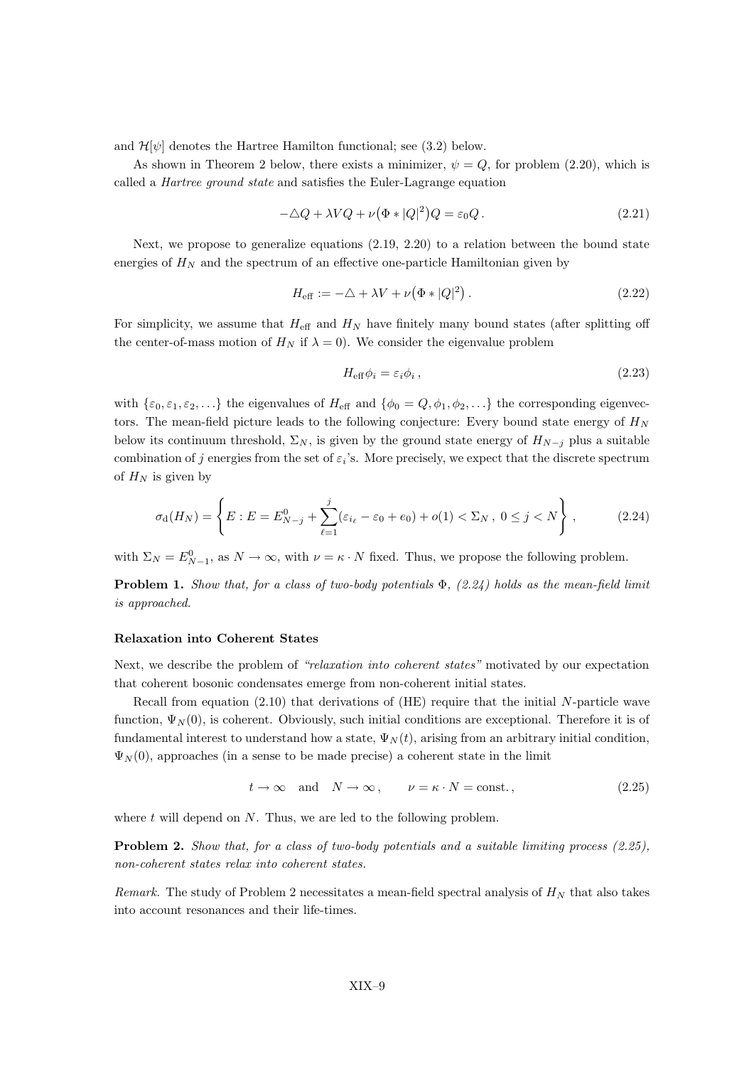and $\mathcal{H}[\psi]$ denotes the Hartree Hamilton functional; see (3.2) below.

As shown in Theorem 2 below, there exists a minimizer, $\psi = Q$, for problem (2.20), which is called a *Hartree ground state* and satisfies the Euler-Lagrange equation

$$-\triangle Q + \lambda V Q + \nu\big(\Phi * |Q|^2\big) Q = \varepsilon_0 Q\,. \tag{2.21}$$

Next, we propose to generalize equations (2.19, 2.20) to a relation between the bound state energies of $H_N$ and the spectrum of an effective one-particle Hamiltonian given by

$$H_{\text{eff}} := -\triangle + \lambda V + \nu\big(\Phi * |Q|^2\big)\,. \tag{2.22}$$

For simplicity, we assume that $H_{\text{eff}}$ and $H_N$ have finitely many bound states (after splitting off the center-of-mass motion of $H_N$ if $\lambda = 0$). We consider the eigenvalue problem

$$H_{\text{eff}} \phi_i = \varepsilon_i \phi_i\,, \tag{2.23}$$

with $\{\varepsilon_0, \varepsilon_1, \varepsilon_2, \ldots\}$ the eigenvalues of $H_{\text{eff}}$ and $\{\phi_0 = Q, \phi_1, \phi_2, \ldots\}$ the corresponding eigenvectors. The mean-field picture leads to the following conjecture: Every bound state energy of $H_N$ below its continuum threshold, $\Sigma_N$, is given by the ground state energy of $H_{N-j}$ plus a suitable combination of $j$ energies from the set of $\varepsilon_i$'s. More precisely, we expect that the discrete spectrum of $H_N$ is given by

$$\sigma_{\text{d}}(H_N) = \left\{ E : E = E^0_{N-j} + \sum_{\ell=1}^{j} (\varepsilon_{i_\ell} - \varepsilon_0 + e_0) + o(1) < \Sigma_N\,,\ 0 \le j < N \right\}, \tag{2.24}$$

with $\Sigma_N = E^0_{N-1}$, as $N \to \infty$, with $\nu = \kappa \cdot N$ fixed. Thus, we propose the following problem.

**Problem 1.** *Show that, for a class of two-body potentials $\Phi$, (2.24) holds as the mean-field limit is approached.*

**Relaxation into Coherent States**

Next, we describe the problem of *"relaxation into coherent states"* motivated by our expectation that coherent bosonic condensates emerge from non-coherent initial states.

Recall from equation (2.10) that derivations of (HE) require that the initial $N$-particle wave function, $\Psi_N(0)$, is coherent. Obviously, such initial conditions are exceptional. Therefore it is of fundamental interest to understand how a state, $\Psi_N(t)$, arising from an arbitrary initial condition, $\Psi_N(0)$, approaches (in a sense to be made precise) a coherent state in the limit

$$t \to \infty \quad \text{and} \quad N \to \infty\,, \qquad \nu = \kappa \cdot N = \text{const.}\,, \tag{2.25}$$

where $t$ will depend on $N$. Thus, we are led to the following problem.

**Problem 2.** *Show that, for a class of two-body potentials and a suitable limiting process (2.25), non-coherent states relax into coherent states.*

*Remark.* The study of Problem 2 necessitates a mean-field spectral analysis of $H_N$ that also takes into account resonances and their life-times.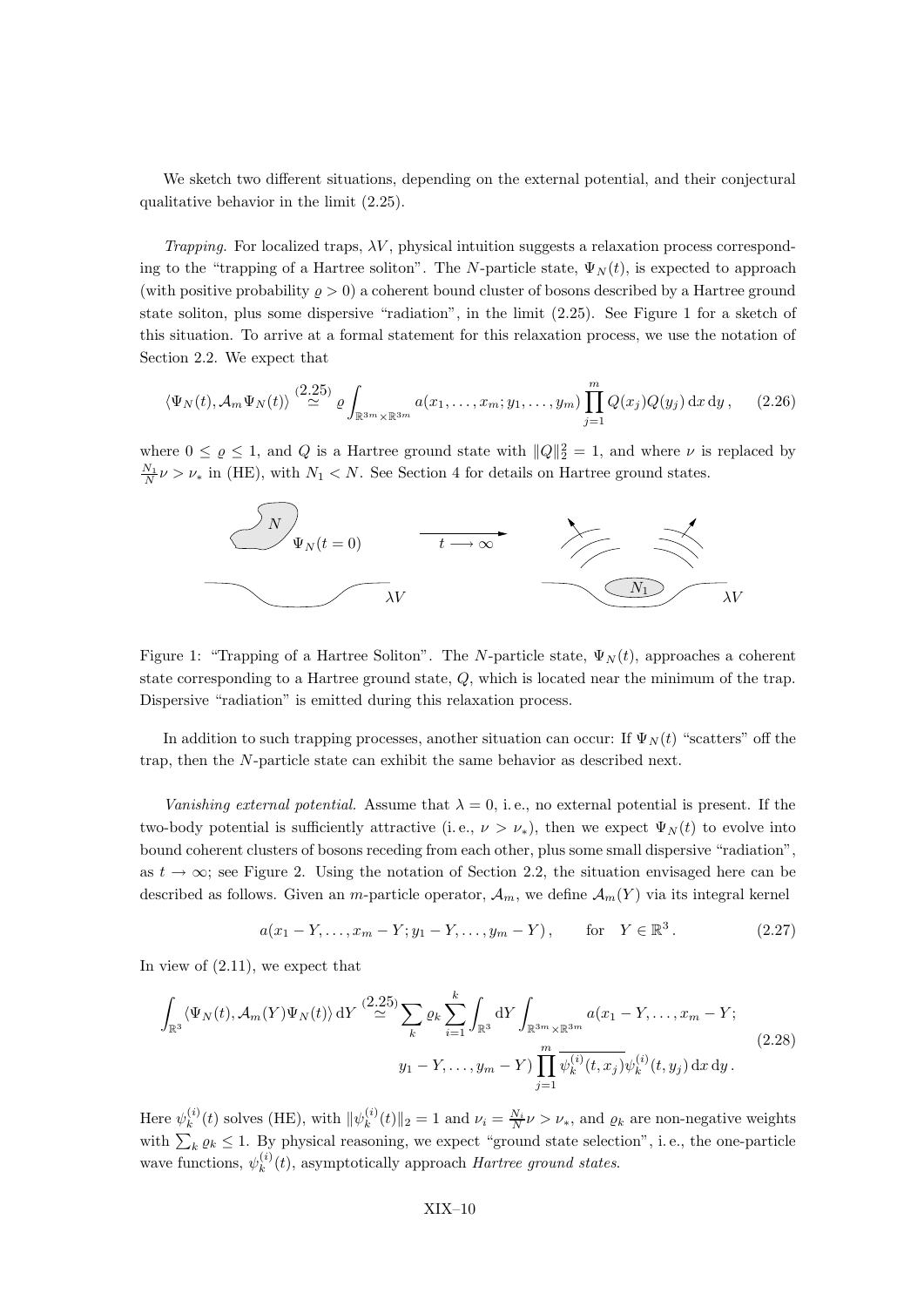We sketch two different situations, depending on the external potential, and their conjectural qualitative behavior in the limit (2.25).

*Trapping.* For localized traps, $\lambda V$, physical intuition suggests a relaxation process corresponding to the "trapping of a Hartree soliton". The $N$-particle state, $\Psi_N(t)$, is expected to approach (with positive probability $\varrho > 0$) a coherent bound cluster of bosons described by a Hartree ground state soliton, plus some dispersive "radiation", in the limit (2.25). See Figure 1 for a sketch of this situation. To arrive at a formal statement for this relaxation process, we use the notation of Section 2.2. We expect that

$$\langle \Psi_N(t), \mathcal{A}_m \Psi_N(t) \rangle \overset{(2.25)}{\simeq} \varrho \int_{\mathbb{R}^{3m} \times \mathbb{R}^{3m}} a(x_1, \ldots, x_m; y_1, \ldots, y_m) \prod_{j=1}^{m} Q(x_j) Q(y_j) \, \mathrm{d}x \, \mathrm{d}y \,, \qquad (2.26)$$

where $0 \leq \varrho \leq 1$, and $Q$ is a Hartree ground state with $\|Q\|_2^2 = 1$, and where $\nu$ is replaced by $\frac{N_1}{N}\nu > \nu_*$ in (HE), with $N_1 < N$. See Section 4 for details on Hartree ground states.

Figure 1: "Trapping of a Hartree Soliton". The $N$-particle state, $\Psi_N(t)$, approaches a coherent state corresponding to a Hartree ground state, $Q$, which is located near the minimum of the trap. Dispersive "radiation" is emitted during this relaxation process.

In addition to such trapping processes, another situation can occur: If $\Psi_N(t)$ "scatters" off the trap, then the $N$-particle state can exhibit the same behavior as described next.

*Vanishing external potential.* Assume that $\lambda = 0$, i. e., no external potential is present. If the two-body potential is sufficiently attractive (i. e., $\nu > \nu_*$), then we expect $\Psi_N(t)$ to evolve into bound coherent clusters of bosons receding from each other, plus some small dispersive "radiation", as $t \to \infty$; see Figure 2. Using the notation of Section 2.2, the situation envisaged here can be described as follows. Given an $m$-particle operator, $\mathcal{A}_m$, we define $\mathcal{A}_m(Y)$ via its integral kernel

$$a(x_1 - Y, \ldots, x_m - Y; y_1 - Y, \ldots, y_m - Y) \,, \qquad \text{for} \quad Y \in \mathbb{R}^3 \,. \qquad (2.27)$$

In view of (2.11), we expect that

$$\begin{aligned} \int_{\mathbb{R}^3} \langle \Psi_N(t), \mathcal{A}_m(Y) \Psi_N(t) \rangle \, \mathrm{d}Y \overset{(2.25)}{\simeq} \sum_k \varrho_k \sum_{i=1}^{k} \int_{\mathbb{R}^3} \mathrm{d}Y \int_{\mathbb{R}^{3m} \times \mathbb{R}^{3m}} & a(x_1 - Y, \ldots, x_m - Y; \\ & y_1 - Y, \ldots, y_m - Y) \prod_{j=1}^{m} \overline{\psi_k^{(i)}(t, x_j)} \psi_k^{(i)}(t, y_j) \, \mathrm{d}x \, \mathrm{d}y \,. \end{aligned} \qquad (2.28)$$

Here $\psi_k^{(i)}(t)$ solves (HE), with $\|\psi_k^{(i)}(t)\|_2 = 1$ and $\nu_i = \frac{N_i}{N}\nu > \nu_*$, and $\varrho_k$ are non-negative weights with $\sum_k \varrho_k \leq 1$. By physical reasoning, we expect "ground state selection", i. e., the one-particle wave functions, $\psi_k^{(i)}(t)$, asymptotically approach *Hartree ground states*.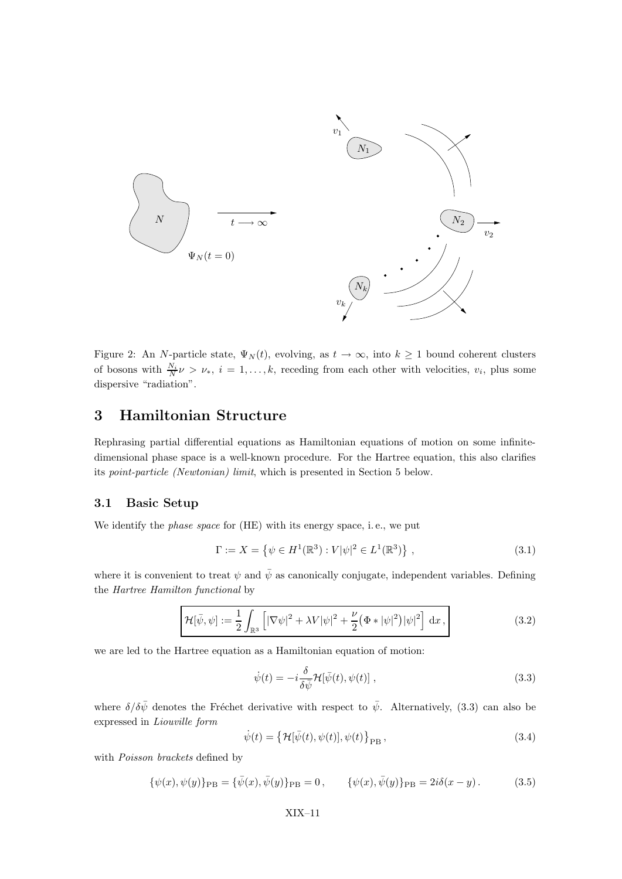Figure 2: An $N$-particle state, $\Psi_N(t)$, evolving, as $t \to \infty$, into $k \geq 1$ bound coherent clusters of bosons with $\frac{N_i}{N}\nu > \nu_*$, $i = 1, \ldots, k$, receding from each other with velocities, $v_i$, plus some dispersive "radiation".

# 3 Hamiltonian Structure

Rephrasing partial differential equations as Hamiltonian equations of motion on some infinite-dimensional phase space is a well-known procedure. For the Hartree equation, this also clarifies its *point-particle (Newtonian) limit*, which is presented in Section 5 below.

## 3.1 Basic Setup

We identify the *phase space* for (HE) with its energy space, i. e., we put

$$\Gamma := X = \left\{ \psi \in H^1(\mathbb{R}^3) : V|\psi|^2 \in L^1(\mathbb{R}^3) \right\} , \tag{3.1}$$

where it is convenient to treat $\psi$ and $\bar{\psi}$ as canonically conjugate, independent variables. Defining the *Hartree Hamilton functional* by

$$\boxed{\mathcal{H}[\bar{\psi}, \psi] := \frac{1}{2} \int_{\mathbb{R}^3} \Big[ |\nabla \psi|^2 + \lambda V |\psi|^2 + \frac{\nu}{2} \big( \Phi * |\psi|^2 \big) |\psi|^2 \Big] \, \mathrm{d}x \,,} \tag{3.2}$$

we are led to the Hartree equation as a Hamiltonian equation of motion:

$$\dot{\psi}(t) = -i \frac{\delta}{\delta \bar{\psi}} \mathcal{H}[\bar{\psi}(t), \psi(t)] \, , \tag{3.3}$$

where $\delta/\delta\bar{\psi}$ denotes the Fréchet derivative with respect to $\bar{\psi}$. Alternatively, (3.3) can also be expressed in *Liouville form*

$$\dot{\psi}(t) = \big\{ \mathcal{H}[\bar{\psi}(t), \psi(t)], \psi(t) \big\}_{\mathrm{PB}} \, , \tag{3.4}$$

with *Poisson brackets* defined by

$$\{\psi(x), \psi(y)\}_{\mathrm{PB}} = \{\bar{\psi}(x), \bar{\psi}(y)\}_{\mathrm{PB}} = 0 \, , \qquad \{\psi(x), \bar{\psi}(y)\}_{\mathrm{PB}} = 2i\delta(x-y) \, . \tag{3.5}$$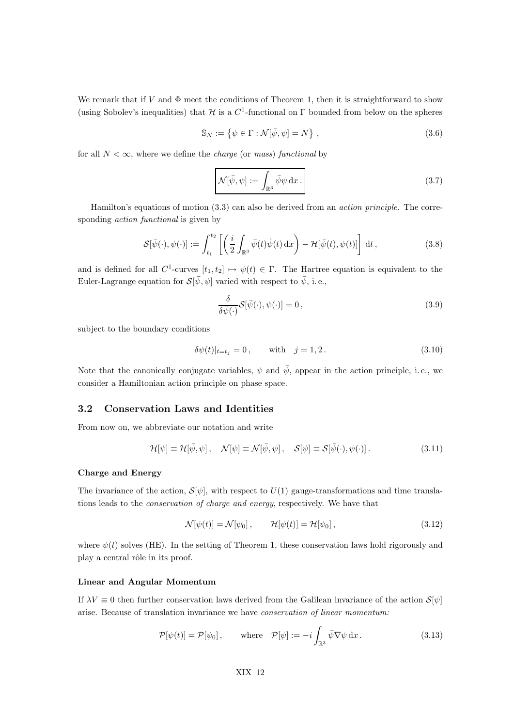We remark that if $V$ and $\Phi$ meet the conditions of Theorem 1, then it is straightforward to show (using Sobolev's inequalities) that $\mathcal{H}$ is a $C^1$-functional on $\Gamma$ bounded from below on the spheres

$$\mathbb{S}_N := \left\{ \psi \in \Gamma : \mathcal{N}[\bar{\psi}, \psi] = N \right\}, \tag{3.6}$$

for all $N < \infty$, where we define the *charge* (or *mass*) *functional* by

$$\boxed{\mathcal{N}[\bar{\psi}, \psi] := \int_{\mathbb{R}^3} \bar{\psi}\psi \, \mathrm{d}x \, .} \tag{3.7}$$

Hamilton's equations of motion (3.3) can also be derived from an *action principle*. The corresponding *action functional* is given by

$$\mathcal{S}[\bar{\psi}(\cdot), \psi(\cdot)] := \int_{t_1}^{t_2} \left[ \left( \frac{i}{2} \int_{\mathbb{R}^3} \bar{\psi}(t)\dot{\psi}(t) \, \mathrm{d}x \right) - \mathcal{H}[\bar{\psi}(t), \psi(t)] \right] \mathrm{d}t \, , \tag{3.8}$$

and is defined for all $C^1$-curves $[t_1, t_2] \mapsto \psi(t) \in \Gamma$. The Hartree equation is equivalent to the Euler-Lagrange equation for $\mathcal{S}[\bar{\psi}, \psi]$ varied with respect to $\bar{\psi}$, i. e.,

$$\frac{\delta}{\delta \bar{\psi}(\cdot)} \mathcal{S}[\bar{\psi}(\cdot), \psi(\cdot)] = 0 \, , \tag{3.9}$$

subject to the boundary conditions

$$\delta \psi(t)|_{t=t_j} = 0 \, , \qquad \text{with} \quad j = 1, 2 \, . \tag{3.10}$$

Note that the canonically conjugate variables, $\psi$ and $\bar{\psi}$, appear in the action principle, i. e., we consider a Hamiltonian action principle on phase space.

## 3.2 Conservation Laws and Identities

From now on, we abbreviate our notation and write

$$\mathcal{H}[\psi] \equiv \mathcal{H}[\bar{\psi}, \psi] \, , \quad \mathcal{N}[\psi] \equiv \mathcal{N}[\bar{\psi}, \psi] \, , \quad \mathcal{S}[\psi] \equiv \mathcal{S}[\bar{\psi}(\cdot), \psi(\cdot)] \, . \tag{3.11}$$

**Charge and Energy**

The invariance of the action, $\mathcal{S}[\psi]$, with respect to $U(1)$ gauge-transformations and time translations leads to the *conservation of charge and energy*, respectively. We have that

$$\mathcal{N}[\psi(t)] = \mathcal{N}[\psi_0] \, , \qquad \mathcal{H}[\psi(t)] = \mathcal{H}[\psi_0] \, , \tag{3.12}$$

where $\psi(t)$ solves (HE). In the setting of Theorem 1, these conservation laws hold rigorously and play a central rôle in its proof.

**Linear and Angular Momentum**

If $\lambda V \equiv 0$ then further conservation laws derived from the Galilean invariance of the action $\mathcal{S}[\psi]$ arise. Because of translation invariance we have *conservation of linear momentum:*

$$\mathcal{P}[\psi(t)] = \mathcal{P}[\psi_0] \, , \qquad \text{where} \quad \mathcal{P}[\psi] := -i \int_{\mathbb{R}^3} \bar{\psi} \nabla \psi \, \mathrm{d}x \, . \tag{3.13}$$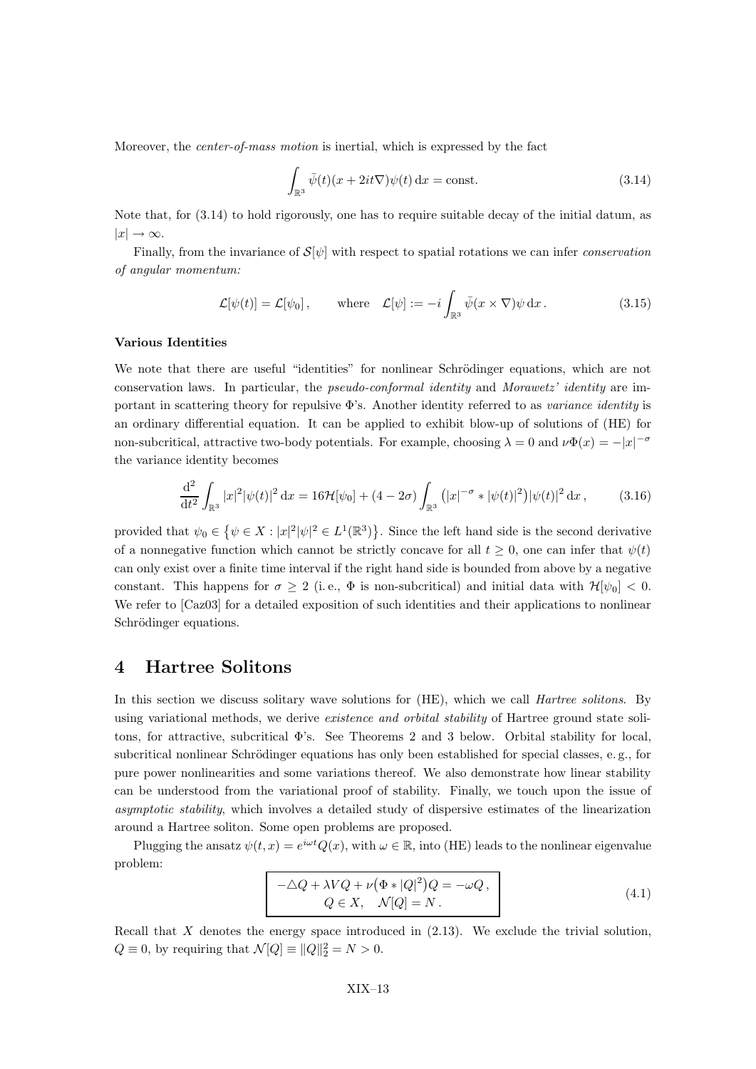Moreover, the *center-of-mass motion* is inertial, which is expressed by the fact

$$\int_{\mathbb{R}^3} \bar{\psi}(t)(x + 2it\nabla)\psi(t)\,\mathrm{d}x = \text{const.} \tag{3.14}$$

Note that, for (3.14) to hold rigorously, one has to require suitable decay of the initial datum, as $|x| \to \infty$.

Finally, from the invariance of $\mathcal{S}[\psi]$ with respect to spatial rotations we can infer *conservation of angular momentum:*

$$\mathcal{L}[\psi(t)] = \mathcal{L}[\psi_0]\,, \qquad \text{where} \quad \mathcal{L}[\psi] := -i\int_{\mathbb{R}^3} \bar{\psi}(x \times \nabla)\psi\,\mathrm{d}x\,. \tag{3.15}$$

**Various Identities**

We note that there are useful "identities" for nonlinear Schrödinger equations, which are not conservation laws. In particular, the *pseudo-conformal identity* and *Morawetz' identity* are important in scattering theory for repulsive $\Phi$'s. Another identity referred to as *variance identity* is an ordinary differential equation. It can be applied to exhibit blow-up of solutions of (HE) for non-subcritical, attractive two-body potentials. For example, choosing $\lambda = 0$ and $\nu\Phi(x) = -|x|^{-\sigma}$ the variance identity becomes

$$\frac{\mathrm{d}^2}{\mathrm{d}t^2}\int_{\mathbb{R}^3} |x|^2|\psi(t)|^2\,\mathrm{d}x = 16\mathcal{H}[\psi_0] + (4-2\sigma)\int_{\mathbb{R}^3}\big(|x|^{-\sigma} * |\psi(t)|^2\big)|\psi(t)|^2\,\mathrm{d}x\,, \tag{3.16}$$

provided that $\psi_0 \in \big\{\psi \in X : |x|^2|\psi|^2 \in L^1(\mathbb{R}^3)\big\}$. Since the left hand side is the second derivative of a nonnegative function which cannot be strictly concave for all $t \geq 0$, one can infer that $\psi(t)$ can only exist over a finite time interval if the right hand side is bounded from above by a negative constant. This happens for $\sigma \geq 2$ (i. e., $\Phi$ is non-subcritical) and initial data with $\mathcal{H}[\psi_0] < 0$. We refer to [Caz03] for a detailed exposition of such identities and their applications to nonlinear Schrödinger equations.

# 4 Hartree Solitons

In this section we discuss solitary wave solutions for (HE), which we call *Hartree solitons*. By using variational methods, we derive *existence and orbital stability* of Hartree ground state solitons, for attractive, subcritical $\Phi$'s. See Theorems 2 and 3 below. Orbital stability for local, subcritical nonlinear Schrödinger equations has only been established for special classes, e. g., for pure power nonlinearities and some variations thereof. We also demonstrate how linear stability can be understood from the variational proof of stability. Finally, we touch upon the issue of *asymptotic stability*, which involves a detailed study of dispersive estimates of the linearization around a Hartree soliton. Some open problems are proposed.

Plugging the ansatz $\psi(t,x) = e^{i\omega t}Q(x)$, with $\omega \in \mathbb{R}$, into (HE) leads to the nonlinear eigenvalue problem:

$$\boxed{\begin{gathered} -\triangle Q + \lambda VQ + \nu\big(\Phi * |Q|^2\big)Q = -\omega Q\,, \\ Q \in X, \quad \mathcal{N}[Q] = N\,. \end{gathered}} \tag{4.1}$$

Recall that $X$ denotes the energy space introduced in (2.13). We exclude the trivial solution, $Q \equiv 0$, by requiring that $\mathcal{N}[Q] \equiv \|Q\|_2^2 = N > 0$.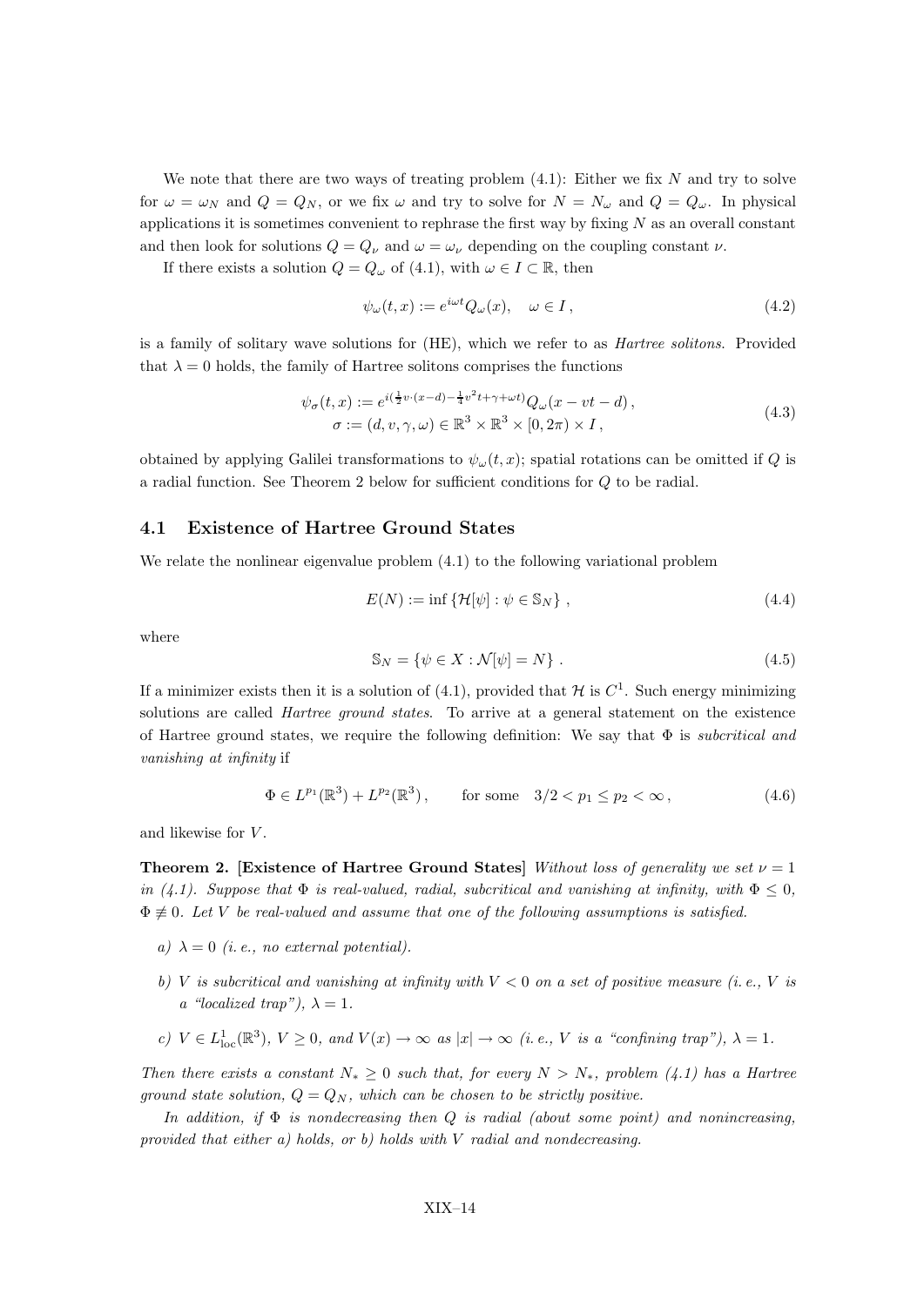We note that there are two ways of treating problem (4.1): Either we fix $N$ and try to solve for $\omega = \omega_N$ and $Q = Q_N$, or we fix $\omega$ and try to solve for $N = N_\omega$ and $Q = Q_\omega$. In physical applications it is sometimes convenient to rephrase the first way by fixing $N$ as an overall constant and then look for solutions $Q = Q_\nu$ and $\omega = \omega_\nu$ depending on the coupling constant $\nu$.

If there exists a solution $Q = Q_\omega$ of (4.1), with $\omega \in I \subset \mathbb{R}$, then

$$\psi_\omega(t,x) := e^{i\omega t} Q_\omega(x), \quad \omega \in I\,, \tag{4.2}$$

is a family of solitary wave solutions for (HE), which we refer to as *Hartree solitons*. Provided that $\lambda = 0$ holds, the family of Hartree solitons comprises the functions

$$\begin{gathered}\psi_\sigma(t,x) := e^{i(\frac{1}{2}v\cdot(x-d) - \frac{1}{4}v^2 t + \gamma + \omega t)} Q_\omega(x - vt - d)\,, \\ \sigma := (d, v, \gamma, \omega) \in \mathbb{R}^3 \times \mathbb{R}^3 \times [0, 2\pi) \times I\,,\end{gathered} \tag{4.3}$$

obtained by applying Galilei transformations to $\psi_\omega(t,x)$; spatial rotations can be omitted if $Q$ is a radial function. See Theorem 2 below for sufficient conditions for $Q$ to be radial.

### 4.1 Existence of Hartree Ground States

We relate the nonlinear eigenvalue problem (4.1) to the following variational problem

$$E(N) := \inf \{ \mathcal{H}[\psi] : \psi \in \mathbb{S}_N \}\,, \tag{4.4}$$

where

$$\mathbb{S}_N = \{ \psi \in X : \mathcal{N}[\psi] = N \}\,. \tag{4.5}$$

If a minimizer exists then it is a solution of (4.1), provided that $\mathcal{H}$ is $C^1$. Such energy minimizing solutions are called *Hartree ground states*. To arrive at a general statement on the existence of Hartree ground states, we require the following definition: We say that $\Phi$ is *subcritical and vanishing at infinity* if

$$\Phi \in L^{p_1}(\mathbb{R}^3) + L^{p_2}(\mathbb{R}^3)\,, \qquad \text{for some} \quad 3/2 < p_1 \leq p_2 < \infty\,, \tag{4.6}$$

and likewise for $V$.

**Theorem 2. [Existence of Hartree Ground States]** *Without loss of generality we set $\nu = 1$ in (4.1). Suppose that $\Phi$ is real-valued, radial, subcritical and vanishing at infinity, with $\Phi \leq 0$, $\Phi \not\equiv 0$. Let $V$ be real-valued and assume that one of the following assumptions is satisfied.*

- *a) $\lambda = 0$ (i. e., no external potential).*
- *b) $V$ is subcritical and vanishing at infinity with $V < 0$ on a set of positive measure (i. e., $V$ is a "localized trap"), $\lambda = 1$.*
- *c) $V \in L^1_{\mathrm{loc}}(\mathbb{R}^3)$, $V \geq 0$, and $V(x) \to \infty$ as $|x| \to \infty$ (i. e., $V$ is a "confining trap"), $\lambda = 1$.*

*Then there exists a constant $N_* \geq 0$ such that, for every $N > N_*$, problem (4.1) has a Hartree ground state solution, $Q = Q_N$, which can be chosen to be strictly positive.*

*In addition, if $\Phi$ is nondecreasing then $Q$ is radial (about some point) and nonincreasing, provided that either a) holds, or b) holds with $V$ radial and nondecreasing.*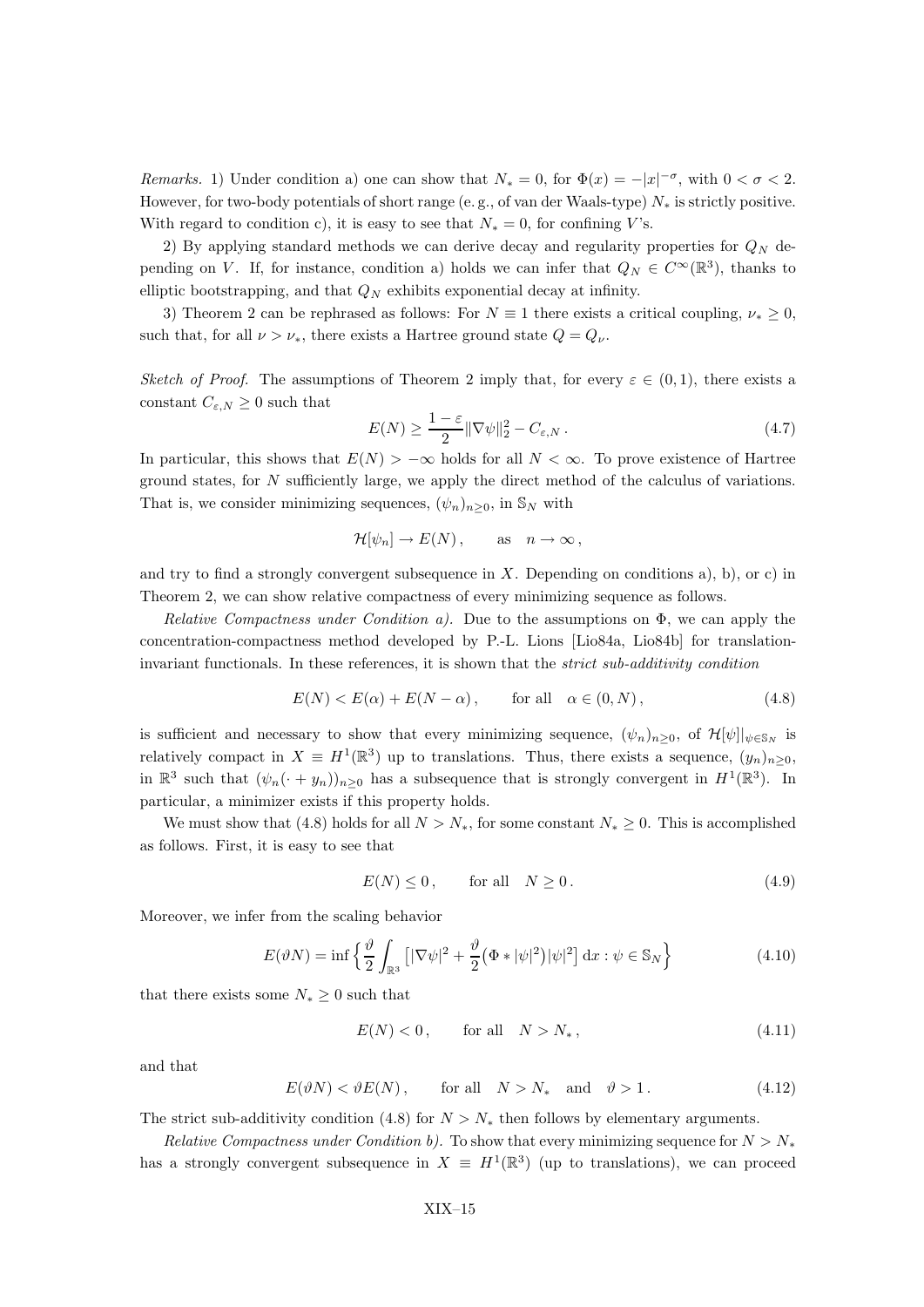*Remarks.* 1) Under condition a) one can show that $N_* = 0$, for $\Phi(x) = -|x|^{-\sigma}$, with $0 < \sigma < 2$. However, for two-body potentials of short range (e. g., of van der Waals-type) $N_*$ is strictly positive. With regard to condition c), it is easy to see that $N_* = 0$, for confining $V$'s.

2) By applying standard methods we can derive decay and regularity properties for $Q_N$ depending on $V$. If, for instance, condition a) holds we can infer that $Q_N \in C^\infty(\mathbb{R}^3)$, thanks to elliptic bootstrapping, and that $Q_N$ exhibits exponential decay at infinity.

3) Theorem 2 can be rephrased as follows: For $N \equiv 1$ there exists a critical coupling, $\nu_* \geq 0$, such that, for all $\nu > \nu_*$, there exists a Hartree ground state $Q = Q_\nu$.

*Sketch of Proof.* The assumptions of Theorem 2 imply that, for every $\varepsilon \in (0,1)$, there exists a constant $C_{\varepsilon,N} \geq 0$ such that

$$E(N) \geq \frac{1-\varepsilon}{2}\|\nabla\psi\|_2^2 - C_{\varepsilon,N}\,. \tag{4.7}$$

In particular, this shows that $E(N) > -\infty$ holds for all $N < \infty$. To prove existence of Hartree ground states, for $N$ sufficiently large, we apply the direct method of the calculus of variations. That is, we consider minimizing sequences, $(\psi_n)_{n\geq 0}$, in $\mathbb{S}_N$ with

$$\mathcal{H}[\psi_n] \to E(N)\,, \qquad \text{as} \quad n \to \infty\,,$$

and try to find a strongly convergent subsequence in $X$. Depending on conditions a), b), or c) in Theorem 2, we can show relative compactness of every minimizing sequence as follows.

*Relative Compactness under Condition a).* Due to the assumptions on $\Phi$, we can apply the concentration-compactness method developed by P.-L. Lions [Lio84a, Lio84b] for translation-invariant functionals. In these references, it is shown that the *strict sub-additivity condition*

$$E(N) < E(\alpha) + E(N-\alpha)\,, \qquad \text{for all} \quad \alpha \in (0,N)\,, \tag{4.8}$$

is sufficient and necessary to show that every minimizing sequence, $(\psi_n)_{n\geq 0}$, of $\mathcal{H}[\psi]|_{\psi\in\mathbb{S}_N}$ is relatively compact in $X \equiv H^1(\mathbb{R}^3)$ up to translations. Thus, there exists a sequence, $(y_n)_{n\geq 0}$, in $\mathbb{R}^3$ such that $(\psi_n(\cdot + y_n))_{n\geq 0}$ has a subsequence that is strongly convergent in $H^1(\mathbb{R}^3)$. In particular, a minimizer exists if this property holds.

We must show that (4.8) holds for all $N > N_*$, for some constant $N_* \geq 0$. This is accomplished as follows. First, it is easy to see that

$$E(N) \leq 0\,, \qquad \text{for all} \quad N \geq 0\,. \tag{4.9}$$

Moreover, we infer from the scaling behavior

$$E(\vartheta N) = \inf\Big\{\frac{\vartheta}{2}\int_{\mathbb{R}^3}\big[|\nabla\psi|^2 + \frac{\vartheta}{2}\big(\Phi * |\psi|^2\big)|\psi|^2\big]\,\mathrm{d}x : \psi \in \mathbb{S}_N\Big\} \tag{4.10}$$

that there exists some $N_* \geq 0$ such that

$$E(N) < 0\,, \qquad \text{for all} \quad N > N_*\,, \tag{4.11}$$

and that

$$E(\vartheta N) < \vartheta E(N)\,, \qquad \text{for all} \quad N > N_* \quad \text{and} \quad \vartheta > 1\,. \tag{4.12}$$

The strict sub-additivity condition (4.8) for $N > N_*$ then follows by elementary arguments.

*Relative Compactness under Condition b).* To show that every minimizing sequence for $N > N_*$ has a strongly convergent subsequence in $X \equiv H^1(\mathbb{R}^3)$ (up to translations), we can proceed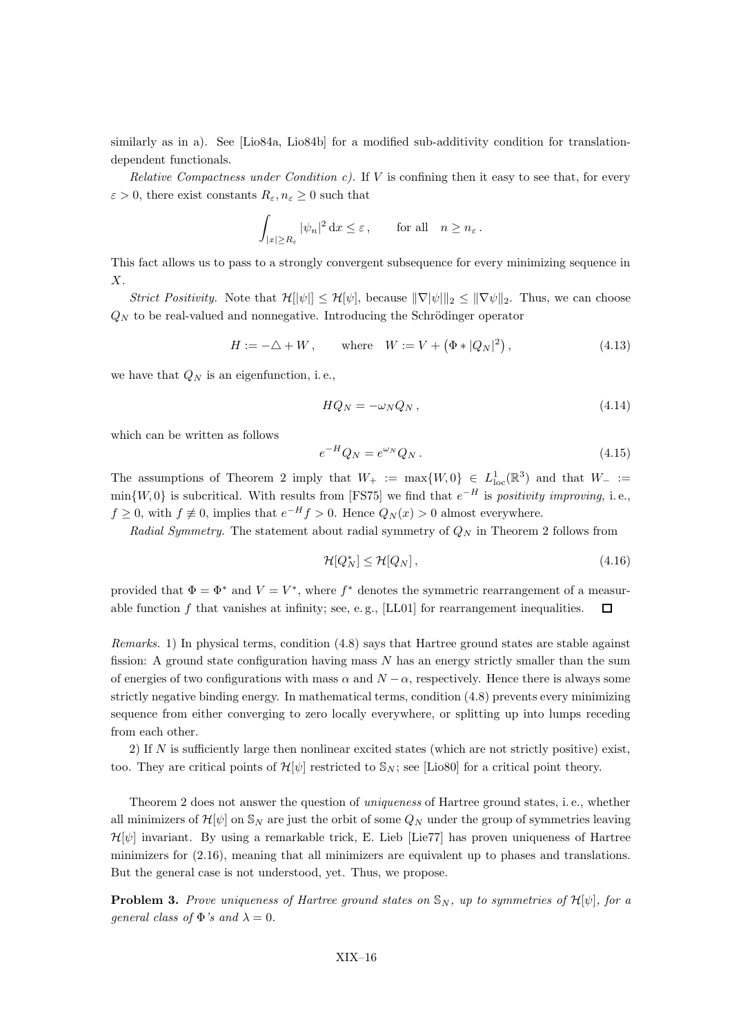similarly as in a). See [Lio84a, Lio84b] for a modified sub-additivity condition for translation-dependent functionals.

*Relative Compactness under Condition c).* If $V$ is confining then it easy to see that, for every $\varepsilon > 0$, there exist constants $R_\varepsilon, n_\varepsilon \geq 0$ such that

$$\int_{|x| \geq R_\varepsilon} |\psi_n|^2 \, \mathrm{d}x \leq \varepsilon\,, \qquad \text{for all} \quad n \geq n_\varepsilon\,.$$

This fact allows us to pass to a strongly convergent subsequence for every minimizing sequence in $X$.

*Strict Positivity.* Note that $\mathcal{H}[|\psi|] \leq \mathcal{H}[\psi]$, because $\|\nabla|\psi|\|_2 \leq \|\nabla\psi\|_2$. Thus, we can choose $Q_N$ to be real-valued and nonnegative. Introducing the Schrödinger operator

$$H := -\triangle + W\,, \qquad \text{where} \quad W := V + \big(\Phi * |Q_N|^2\big)\,, \tag{4.13}$$

we have that $Q_N$ is an eigenfunction, i. e.,

$$HQ_N = -\omega_N Q_N\,, \tag{4.14}$$

which can be written as follows

$$e^{-H} Q_N = e^{\omega_N} Q_N\,. \tag{4.15}$$

The assumptions of Theorem 2 imply that $W_+ := \max\{W, 0\} \in L^1_{\mathrm{loc}}(\mathbb{R}^3)$ and that $W_- := \min\{W, 0\}$ is subcritical. With results from [FS75] we find that $e^{-H}$ is *positivity improving*, i. e., $f \geq 0$, with $f \not\equiv 0$, implies that $e^{-H} f > 0$. Hence $Q_N(x) > 0$ almost everywhere.

*Radial Symmetry.* The statement about radial symmetry of $Q_N$ in Theorem 2 follows from

$$\mathcal{H}[Q_N^*] \leq \mathcal{H}[Q_N]\,, \tag{4.16}$$

provided that $\Phi = \Phi^*$ and $V = V^*$, where $f^*$ denotes the symmetric rearrangement of a measurable function $f$ that vanishes at infinity; see, e. g., [LL01] for rearrangement inequalities. □

*Remarks.* 1) In physical terms, condition (4.8) says that Hartree ground states are stable against fission: A ground state configuration having mass $N$ has an energy strictly smaller than the sum of energies of two configurations with mass $\alpha$ and $N - \alpha$, respectively. Hence there is always some strictly negative binding energy. In mathematical terms, condition (4.8) prevents every minimizing sequence from either converging to zero locally everywhere, or splitting up into lumps receding from each other.

2) If $N$ is sufficiently large then nonlinear excited states (which are not strictly positive) exist, too. They are critical points of $\mathcal{H}[\psi]$ restricted to $\mathbb{S}_N$; see [Lio80] for a critical point theory.

Theorem 2 does not answer the question of *uniqueness* of Hartree ground states, i. e., whether all minimizers of $\mathcal{H}[\psi]$ on $\mathbb{S}_N$ are just the orbit of some $Q_N$ under the group of symmetries leaving $\mathcal{H}[\psi]$ invariant. By using a remarkable trick, E. Lieb [Lie77] has proven uniqueness of Hartree minimizers for (2.16), meaning that all minimizers are equivalent up to phases and translations. But the general case is not understood, yet. Thus, we propose.

**Problem 3.** *Prove uniqueness of Hartree ground states on $\mathbb{S}_N$, up to symmetries of $\mathcal{H}[\psi]$, for a general class of $\Phi$'s and $\lambda = 0$.*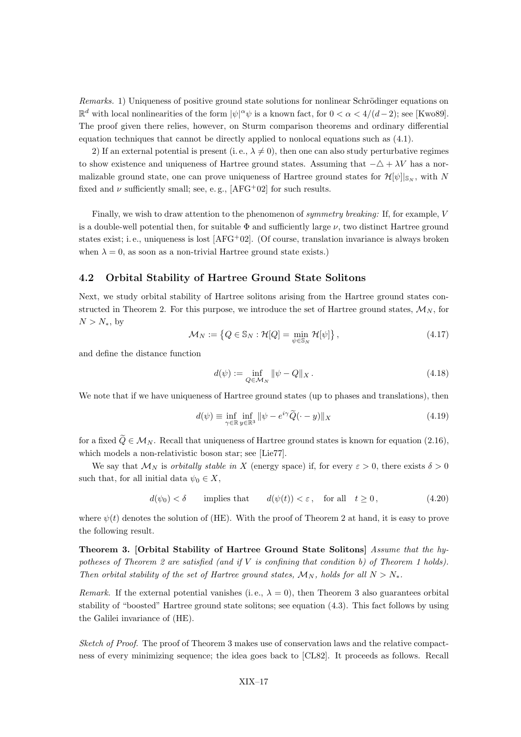*Remarks.* 1) Uniqueness of positive ground state solutions for nonlinear Schrödinger equations on $\mathbb{R}^d$ with local nonlinearities of the form $|\psi|^\alpha \psi$ is a known fact, for $0 < \alpha < 4/(d-2)$; see [Kwo89]. The proof given there relies, however, on Sturm comparison theorems and ordinary differential equation techniques that cannot be directly applied to nonlocal equations such as (4.1).

2) If an external potential is present (i. e., $\lambda \neq 0$), then one can also study perturbative regimes to show existence and uniqueness of Hartree ground states. Assuming that $-\triangle + \lambda V$ has a normalizable ground state, one can prove uniqueness of Hartree ground states for $\mathcal{H}[\psi]|_{\mathbb{S}_N}$, with $N$ fixed and $\nu$ sufficiently small; see, e. g., [AFG+02] for such results.

Finally, we wish to draw attention to the phenomenon of *symmetry breaking:* If, for example, $V$ is a double-well potential then, for suitable $\Phi$ and sufficiently large $\nu$, two distinct Hartree ground states exist; i. e., uniqueness is lost [AFG+02]. (Of course, translation invariance is always broken when $\lambda = 0$, as soon as a non-trivial Hartree ground state exists.)

## 4.2 Orbital Stability of Hartree Ground State Solitons

Next, we study orbital stability of Hartree solitons arising from the Hartree ground states constructed in Theorem 2. For this purpose, we introduce the set of Hartree ground states, $\mathcal{M}_N$, for $N > N_*$, by

$$\mathcal{M}_N := \left\{ Q \in \mathbb{S}_N : \mathcal{H}[Q] = \min_{\psi \in \mathbb{S}_N} \mathcal{H}[\psi] \right\}, \tag{4.17}$$

and define the distance function

$$d(\psi) := \inf_{Q \in \mathcal{M}_N} \| \psi - Q \|_X \,. \tag{4.18}$$

We note that if we have uniqueness of Hartree ground states (up to phases and translations), then

$$d(\psi) \equiv \inf_{\gamma \in \mathbb{R}} \inf_{y \in \mathbb{R}^3} \| \psi - e^{i\gamma} \widetilde{Q}(\cdot - y) \|_X \tag{4.19}$$

for a fixed $\widetilde{Q} \in \mathcal{M}_N$. Recall that uniqueness of Hartree ground states is known for equation (2.16), which models a non-relativistic boson star; see [Lie77].

We say that $\mathcal{M}_N$ is *orbitally stable in* $X$ (energy space) if, for every $\varepsilon > 0$, there exists $\delta > 0$ such that, for all initial data $\psi_0 \in X$,

$$d(\psi_0) < \delta \qquad \text{implies that} \qquad d(\psi(t)) < \varepsilon \,, \quad \text{for all} \quad t \geq 0 \,, \tag{4.20}$$

where $\psi(t)$ denotes the solution of (HE). With the proof of Theorem 2 at hand, it is easy to prove the following result.

**Theorem 3. [Orbital Stability of Hartree Ground State Solitons]** *Assume that the hypotheses of Theorem 2 are satisfied (and if $V$ is confining that condition b) of Theorem 1 holds). Then orbital stability of the set of Hartree ground states, $\mathcal{M}_N$, holds for all $N > N_*$.*

*Remark.* If the external potential vanishes (i. e., $\lambda = 0$), then Theorem 3 also guarantees orbital stability of "boosted" Hartree ground state solitons; see equation (4.3). This fact follows by using the Galilei invariance of (HE).

*Sketch of Proof.* The proof of Theorem 3 makes use of conservation laws and the relative compactness of every minimizing sequence; the idea goes back to [CL82]. It proceeds as follows. Recall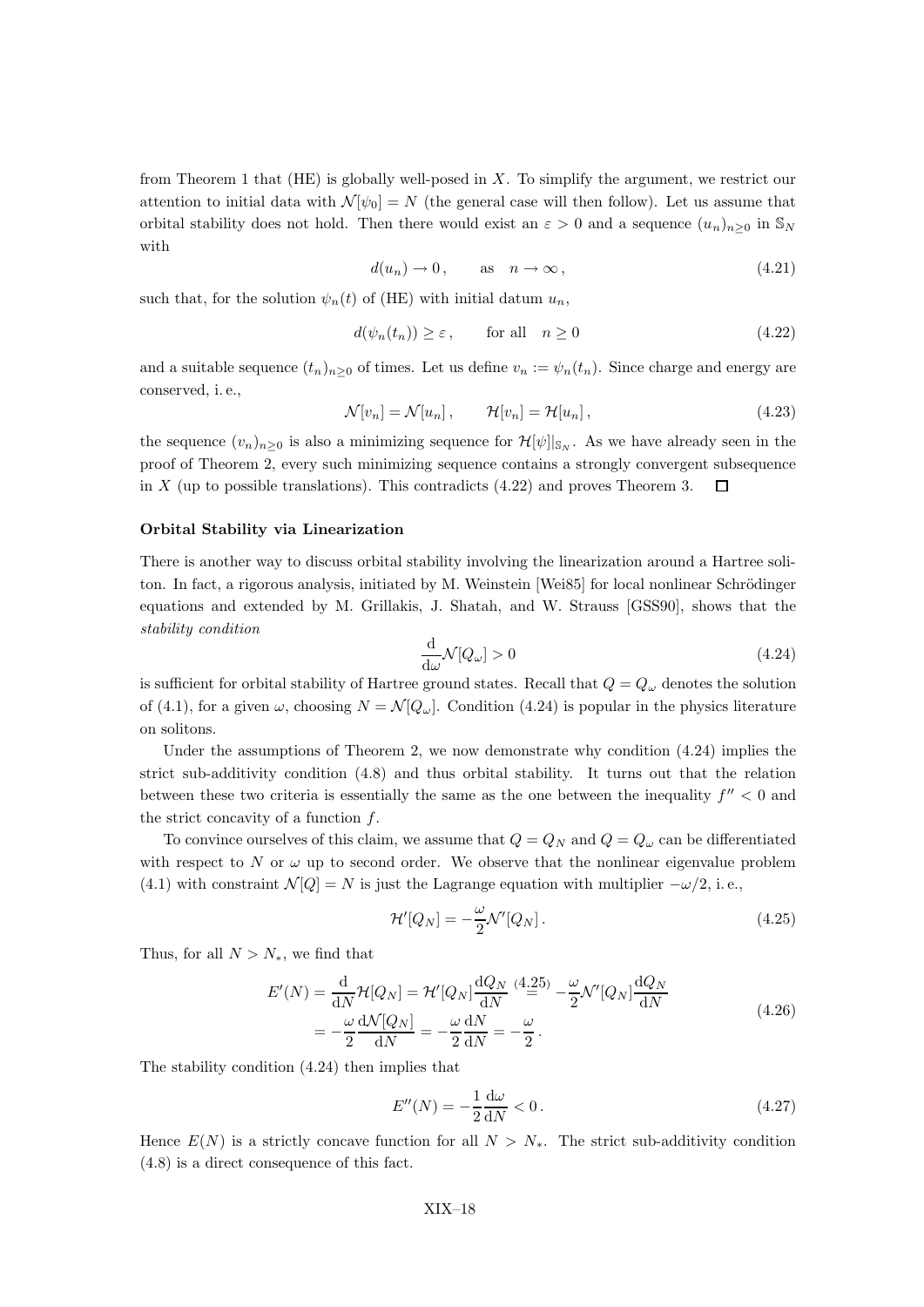from Theorem 1 that (HE) is globally well-posed in $X$. To simplify the argument, we restrict our attention to initial data with $\mathcal{N}[\psi_0] = N$ (the general case will then follow). Let us assume that orbital stability does not hold. Then there would exist an $\varepsilon > 0$ and a sequence $(u_n)_{n\geq 0}$ in $\mathbb{S}_N$ with

$$d(u_n) \to 0\,, \qquad \text{as} \quad n \to \infty\,, \tag{4.21}$$

such that, for the solution $\psi_n(t)$ of (HE) with initial datum $u_n$,

$$d(\psi_n(t_n)) \geq \varepsilon\,, \qquad \text{for all} \quad n \geq 0 \tag{4.22}$$

and a suitable sequence $(t_n)_{n\geq 0}$ of times. Let us define $v_n := \psi_n(t_n)$. Since charge and energy are conserved, i. e.,

$$\mathcal{N}[v_n] = \mathcal{N}[u_n]\,, \qquad \mathcal{H}[v_n] = \mathcal{H}[u_n]\,, \tag{4.23}$$

the sequence $(v_n)_{n\geq 0}$ is also a minimizing sequence for $\mathcal{H}[\psi]|_{\mathbb{S}_N}$. As we have already seen in the proof of Theorem 2, every such minimizing sequence contains a strongly convergent subsequence in $X$ (up to possible translations). This contradicts (4.22) and proves Theorem 3. □

**Orbital Stability via Linearization**

There is another way to discuss orbital stability involving the linearization around a Hartree soliton. In fact, a rigorous analysis, initiated by M. Weinstein [Wei85] for local nonlinear Schrödinger equations and extended by M. Grillakis, J. Shatah, and W. Strauss [GSS90], shows that the *stability condition*

$$\frac{\mathrm{d}}{\mathrm{d}\omega}\mathcal{N}[Q_\omega] > 0 \tag{4.24}$$

is sufficient for orbital stability of Hartree ground states. Recall that $Q = Q_\omega$ denotes the solution of (4.1), for a given $\omega$, choosing $N = \mathcal{N}[Q_\omega]$. Condition (4.24) is popular in the physics literature on solitons.

Under the assumptions of Theorem 2, we now demonstrate why condition (4.24) implies the strict sub-additivity condition (4.8) and thus orbital stability. It turns out that the relation between these two criteria is essentially the same as the one between the inequality $f'' < 0$ and the strict concavity of a function $f$.

To convince ourselves of this claim, we assume that $Q = Q_N$ and $Q = Q_\omega$ can be differentiated with respect to $N$ or $\omega$ up to second order. We observe that the nonlinear eigenvalue problem (4.1) with constraint $\mathcal{N}[Q] = N$ is just the Lagrange equation with multiplier $-\omega/2$, i. e.,

$$\mathcal{H}'[Q_N] = -\frac{\omega}{2}\mathcal{N}'[Q_N]\,. \tag{4.25}$$

Thus, for all $N > N_*$, we find that

$$\begin{aligned} E'(N) &= \frac{\mathrm{d}}{\mathrm{d}N}\mathcal{H}[Q_N] = \mathcal{H}'[Q_N]\frac{\mathrm{d}Q_N}{\mathrm{d}N} \overset{(4.25)}{=} -\frac{\omega}{2}\mathcal{N}'[Q_N]\frac{\mathrm{d}Q_N}{\mathrm{d}N} \\ &= -\frac{\omega}{2}\frac{\mathrm{d}\mathcal{N}[Q_N]}{\mathrm{d}N} = -\frac{\omega}{2}\frac{\mathrm{d}N}{\mathrm{d}N} = -\frac{\omega}{2}\,. \end{aligned} \tag{4.26}$$

The stability condition (4.24) then implies that

$$E''(N) = -\frac{1}{2}\frac{\mathrm{d}\omega}{\mathrm{d}N} < 0\,. \tag{4.27}$$

Hence $E(N)$ is a strictly concave function for all $N > N_*$. The strict sub-additivity condition (4.8) is a direct consequence of this fact.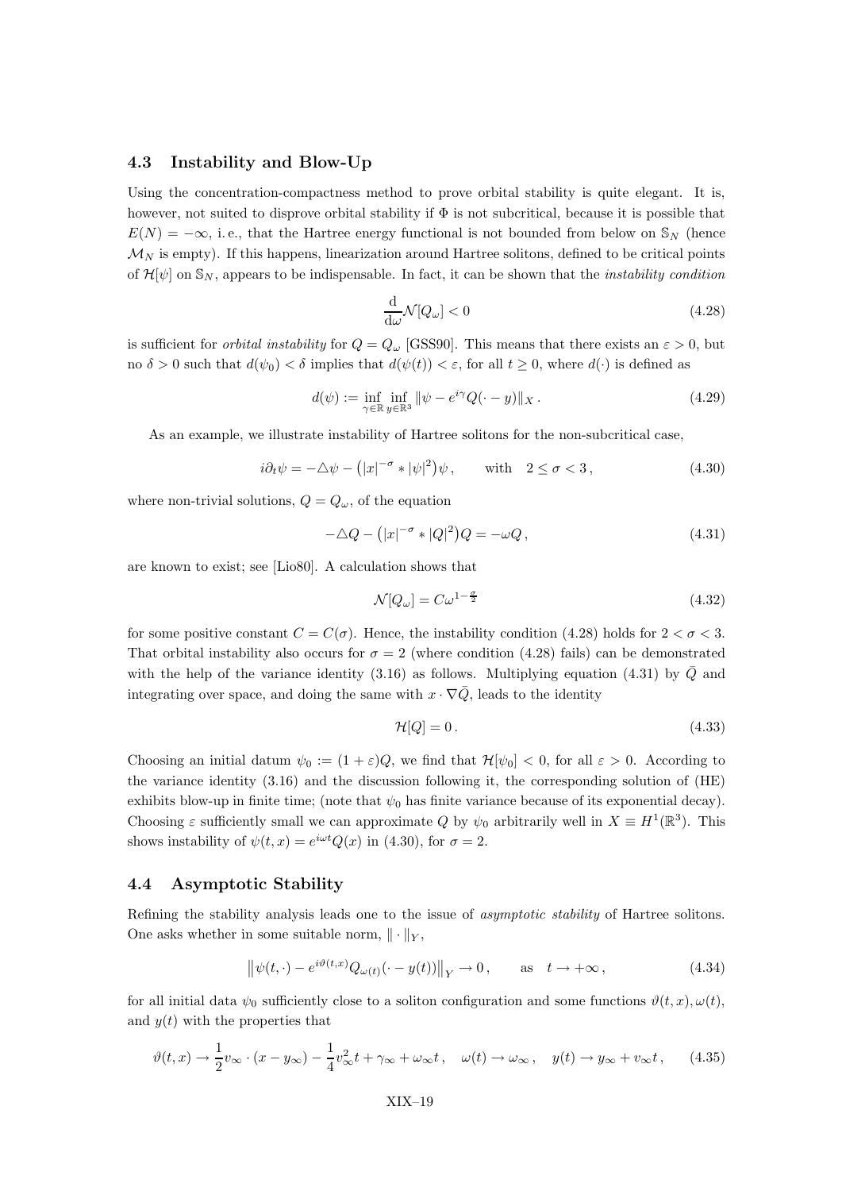### 4.3 Instability and Blow-Up

Using the concentration-compactness method to prove orbital stability is quite elegant. It is, however, not suited to disprove orbital stability if $\Phi$ is not subcritical, because it is possible that $E(N) = -\infty$, i. e., that the Hartree energy functional is not bounded from below on $\mathbb{S}_N$ (hence $\mathcal{M}_N$ is empty). If this happens, linearization around Hartree solitons, defined to be critical points of $\mathcal{H}[\psi]$ on $\mathbb{S}_N$, appears to be indispensable. In fact, it can be shown that the *instability condition*

$$\frac{\mathrm{d}}{\mathrm{d}\omega}\mathcal{N}[Q_\omega] < 0 \tag{4.28}$$

is sufficient for *orbital instability* for $Q = Q_\omega$ [GSS90]. This means that there exists an $\varepsilon > 0$, but no $\delta > 0$ such that $d(\psi_0) < \delta$ implies that $d(\psi(t)) < \varepsilon$, for all $t \geq 0$, where $d(\cdot)$ is defined as

$$d(\psi) := \inf_{\gamma \in \mathbb{R}} \inf_{y \in \mathbb{R}^3} \|\psi - e^{i\gamma} Q(\cdot - y)\|_X \,. \tag{4.29}$$

As an example, we illustrate instability of Hartree solitons for the non-subcritical case,

$$i\partial_t \psi = -\triangle \psi - \big(|x|^{-\sigma} * |\psi|^2\big)\psi \,, \qquad \text{with} \quad 2 \leq \sigma < 3 \,, \tag{4.30}$$

where non-trivial solutions, $Q = Q_\omega$, of the equation

$$-\triangle Q - \big(|x|^{-\sigma} * |Q|^2\big)Q = -\omega Q \,, \tag{4.31}$$

are known to exist; see [Lio80]. A calculation shows that

$$\mathcal{N}[Q_\omega] = C\omega^{1-\frac{\sigma}{2}} \tag{4.32}$$

for some positive constant $C = C(\sigma)$. Hence, the instability condition (4.28) holds for $2 < \sigma < 3$. That orbital instability also occurs for $\sigma = 2$ (where condition (4.28) fails) can be demonstrated with the help of the variance identity (3.16) as follows. Multiplying equation (4.31) by $\bar{Q}$ and integrating over space, and doing the same with $x \cdot \nabla \bar{Q}$, leads to the identity

$$\mathcal{H}[Q] = 0 \,. \tag{4.33}$$

Choosing an initial datum $\psi_0 := (1 + \varepsilon)Q$, we find that $\mathcal{H}[\psi_0] < 0$, for all $\varepsilon > 0$. According to the variance identity (3.16) and the discussion following it, the corresponding solution of (HE) exhibits blow-up in finite time; (note that $\psi_0$ has finite variance because of its exponential decay). Choosing $\varepsilon$ sufficiently small we can approximate $Q$ by $\psi_0$ arbitrarily well in $X \equiv H^1(\mathbb{R}^3)$. This shows instability of $\psi(t, x) = e^{i\omega t}Q(x)$ in (4.30), for $\sigma = 2$.

### 4.4 Asymptotic Stability

Refining the stability analysis leads one to the issue of *asymptotic stability* of Hartree solitons. One asks whether in some suitable norm, $\|\cdot\|_Y$,

$$\big\|\psi(t, \cdot) - e^{i\vartheta(t,x)} Q_{\omega(t)}(\cdot - y(t))\big\|_Y \to 0 \,, \qquad \text{as} \quad t \to +\infty \,, \tag{4.34}$$

for all initial data $\psi_0$ sufficiently close to a soliton configuration and some functions $\vartheta(t, x), \omega(t)$, and $y(t)$ with the properties that

$$\vartheta(t, x) \to \frac{1}{2} v_\infty \cdot (x - y_\infty) - \frac{1}{4} v_\infty^2 t + \gamma_\infty + \omega_\infty t \,, \quad \omega(t) \to \omega_\infty \,, \quad y(t) \to y_\infty + v_\infty t \,, \tag{4.35}$$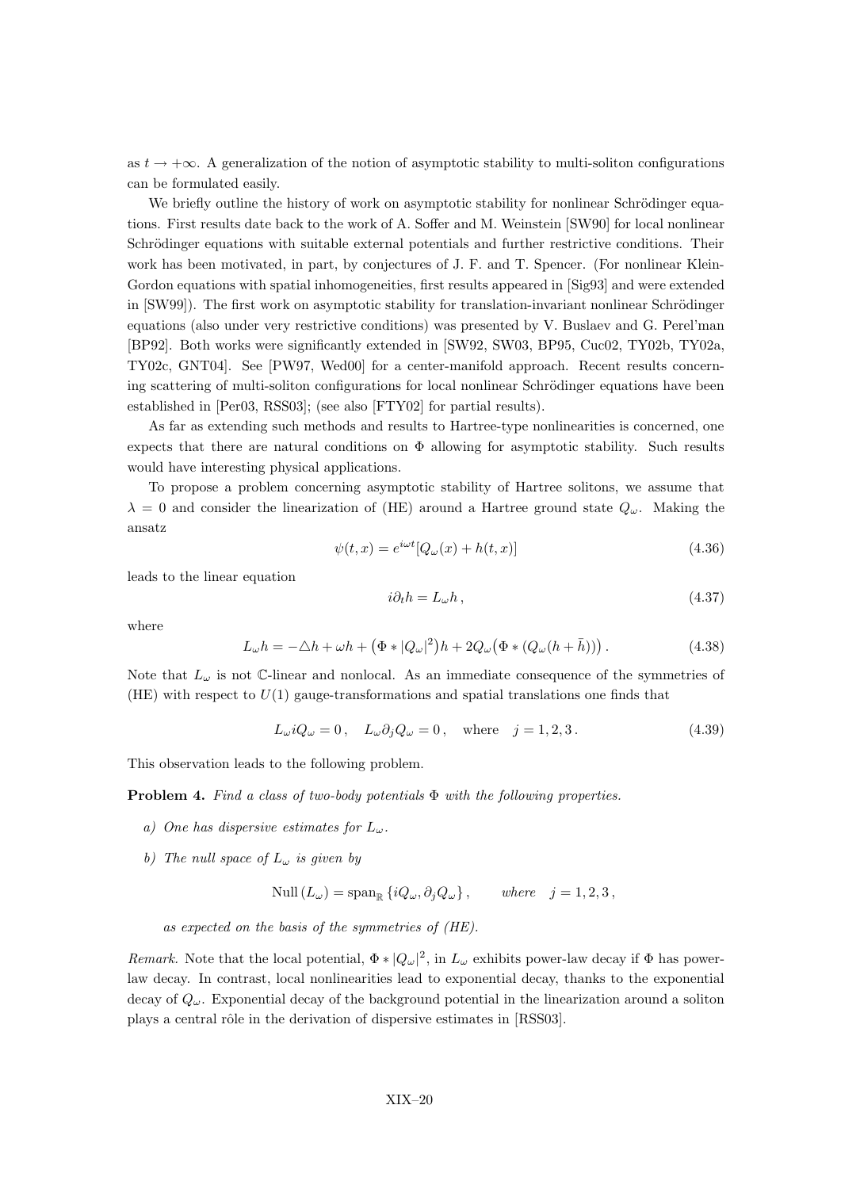as $t \to +\infty$. A generalization of the notion of asymptotic stability to multi-soliton configurations can be formulated easily.

We briefly outline the history of work on asymptotic stability for nonlinear Schrödinger equations. First results date back to the work of A. Soffer and M. Weinstein [SW90] for local nonlinear Schrödinger equations with suitable external potentials and further restrictive conditions. Their work has been motivated, in part, by conjectures of J. F. and T. Spencer. (For nonlinear Klein-Gordon equations with spatial inhomogeneities, first results appeared in [Sig93] and were extended in [SW99]). The first work on asymptotic stability for translation-invariant nonlinear Schrödinger equations (also under very restrictive conditions) was presented by V. Buslaev and G. Perel'man [BP92]. Both works were significantly extended in [SW92, SW03, BP95, Cuc02, TY02b, TY02a, TY02c, GNT04]. See [PW97, Wed00] for a center-manifold approach. Recent results concerning scattering of multi-soliton configurations for local nonlinear Schrödinger equations have been established in [Per03, RSS03]; (see also [FTY02] for partial results).

As far as extending such methods and results to Hartree-type nonlinearities is concerned, one expects that there are natural conditions on $\Phi$ allowing for asymptotic stability. Such results would have interesting physical applications.

To propose a problem concerning asymptotic stability of Hartree solitons, we assume that $\lambda = 0$ and consider the linearization of (HE) around a Hartree ground state $Q_\omega$. Making the ansatz

$$\psi(t,x) = e^{i\omega t}[Q_\omega(x) + h(t,x)] \tag{4.36}$$

leads to the linear equation

$$i\partial_t h = L_\omega h\,, \tag{4.37}$$

where

$$L_\omega h = -\triangle h + \omega h + \big(\Phi * |Q_\omega|^2\big)h + 2Q_\omega\big(\Phi * (Q_\omega(h+\bar{h}))\big)\,. \tag{4.38}$$

Note that $L_\omega$ is not $\mathbb{C}$-linear and nonlocal. As an immediate consequence of the symmetries of (HE) with respect to $U(1)$ gauge-transformations and spatial translations one finds that

$$L_\omega iQ_\omega = 0\,, \quad L_\omega \partial_j Q_\omega = 0\,, \quad \text{where} \quad j = 1,2,3\,. \tag{4.39}$$

This observation leads to the following problem.

**Problem 4.** *Find a class of two-body potentials $\Phi$ with the following properties.*

*a) One has dispersive estimates for $L_\omega$.*

*b) The null space of $L_\omega$ is given by*

$$\mathrm{Null}\,(L_\omega) = \mathrm{span}_{\mathbb{R}}\,\{iQ_\omega, \partial_j Q_\omega\}\,, \qquad \textit{where} \quad j = 1,2,3\,,$$

*as expected on the basis of the symmetries of (HE).*

*Remark.* Note that the local potential, $\Phi * |Q_\omega|^2$, in $L_\omega$ exhibits power-law decay if $\Phi$ has power-law decay. In contrast, local nonlinearities lead to exponential decay, thanks to the exponential decay of $Q_\omega$. Exponential decay of the background potential in the linearization around a soliton plays a central rôle in the derivation of dispersive estimates in [RSS03].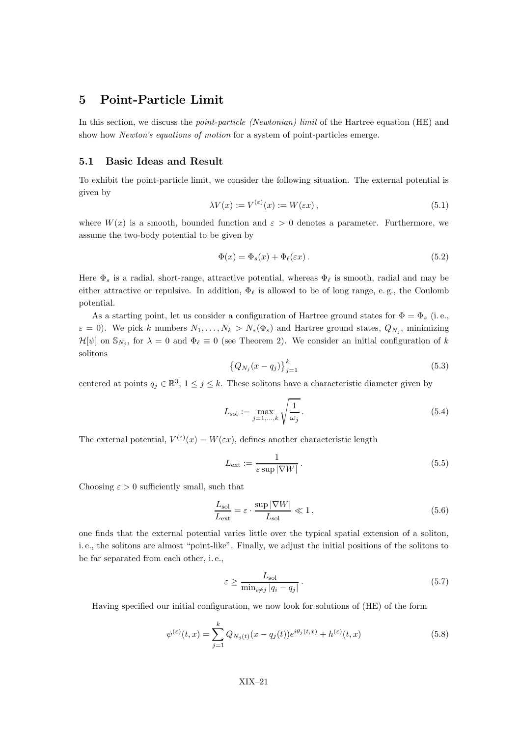## 5 Point-Particle Limit

In this section, we discuss the *point-particle (Newtonian) limit* of the Hartree equation (HE) and show how *Newton's equations of motion* for a system of point-particles emerge.

### 5.1 Basic Ideas and Result

To exhibit the point-particle limit, we consider the following situation. The external potential is given by

$$\lambda V(x) := V^{(\varepsilon)}(x) := W(\varepsilon x)\,, \tag{5.1}$$

where $W(x)$ is a smooth, bounded function and $\varepsilon > 0$ denotes a parameter. Furthermore, we assume the two-body potential to be given by

$$\Phi(x) = \Phi_s(x) + \Phi_\ell(\varepsilon x)\,. \tag{5.2}$$

Here $\Phi_s$ is a radial, short-range, attractive potential, whereas $\Phi_\ell$ is smooth, radial and may be either attractive or repulsive. In addition, $\Phi_\ell$ is allowed to be of long range, e. g., the Coulomb potential.

As a starting point, let us consider a configuration of Hartree ground states for $\Phi = \Phi_s$ (i. e., $\varepsilon = 0$). We pick $k$ numbers $N_1, \ldots, N_k > N_*(\Phi_s)$ and Hartree ground states, $Q_{N_j}$, minimizing $\mathcal{H}[\psi]$ on $\mathbb{S}_{N_j}$, for $\lambda = 0$ and $\Phi_\ell \equiv 0$ (see Theorem 2). We consider an initial configuration of $k$ solitons

$$\left\{ Q_{N_j}(x - q_j) \right\}_{j=1}^{k} \tag{5.3}$$

centered at points $q_j \in \mathbb{R}^3$, $1 \leq j \leq k$. These solitons have a characteristic diameter given by

$$L_{\mathrm{sol}} := \max_{j=1,\ldots,k} \sqrt{\frac{1}{\omega_j}}\,. \tag{5.4}$$

The external potential, $V^{(\varepsilon)}(x) = W(\varepsilon x)$, defines another characteristic length

$$L_{\mathrm{ext}} := \frac{1}{\varepsilon \sup |\nabla W|}\,. \tag{5.5}$$

Choosing $\varepsilon > 0$ sufficiently small, such that

$$\frac{L_{\mathrm{sol}}}{L_{\mathrm{ext}}} = \varepsilon \cdot \frac{\sup |\nabla W|}{L_{\mathrm{sol}}} \ll 1\,, \tag{5.6}$$

one finds that the external potential varies little over the typical spatial extension of a soliton, i. e., the solitons are almost "point-like". Finally, we adjust the initial positions of the solitons to be far separated from each other, i. e.,

$$\varepsilon \geq \frac{L_{\mathrm{sol}}}{\min_{i \neq j} |q_i - q_j|}\,. \tag{5.7}$$

Having specified our initial configuration, we now look for solutions of (HE) of the form

$$\psi^{(\varepsilon)}(t,x) = \sum_{j=1}^{k} Q_{N_j(t)}(x - q_j(t)) e^{i\theta_j(t,x)} + h^{(\varepsilon)}(t,x) \tag{5.8}$$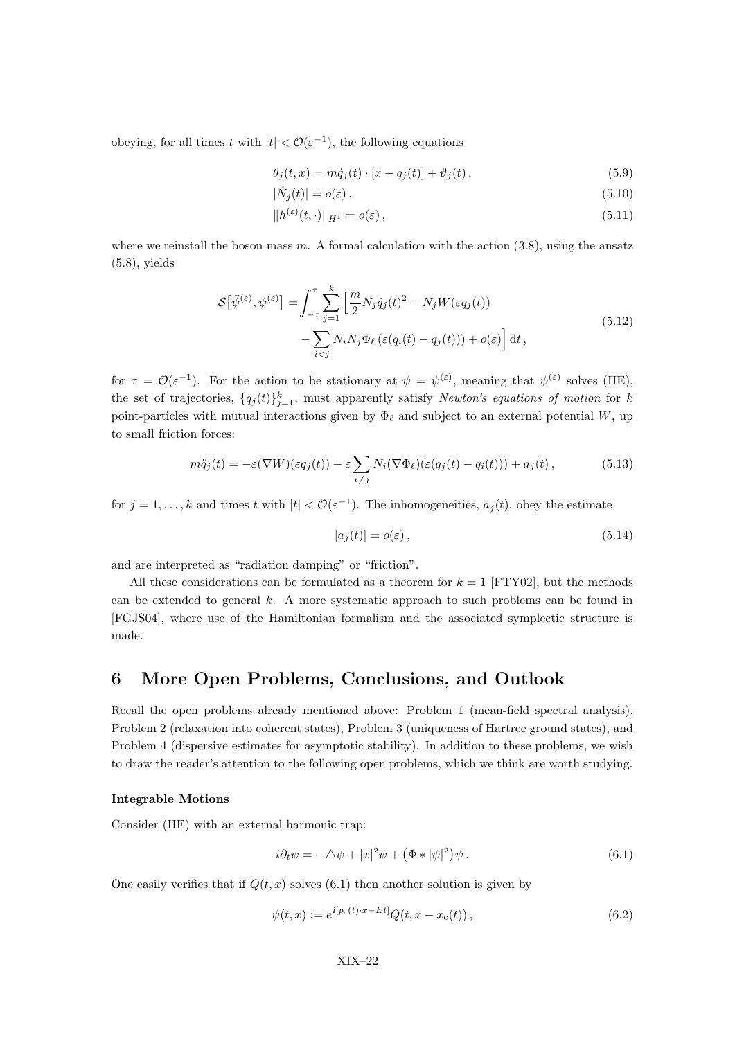obeying, for all times $t$ with $|t| < \mathcal{O}(\varepsilon^{-1})$, the following equations

$$\theta_j(t,x) = m\dot{q}_j(t) \cdot [x - q_j(t)] + \vartheta_j(t)\,, \tag{5.9}$$

$$|\dot{N}_j(t)| = o(\varepsilon)\,, \tag{5.10}$$

$$\|h^{(\varepsilon)}(t,\cdot)\|_{H^1} = o(\varepsilon)\,, \tag{5.11}$$

where we reinstall the boson mass $m$. A formal calculation with the action (3.8), using the ansatz (5.8), yields

$$\mathcal{S}\big[\bar{\psi}^{(\varepsilon)}, \psi^{(\varepsilon)}\big] = \int_{-\tau}^{\tau} \sum_{j=1}^{k} \Big[\frac{m}{2} N_j \dot{q}_j(t)^2 - N_j W(\varepsilon q_j(t)) - \sum_{i<j} N_i N_j \Phi_\ell\left(\varepsilon(q_i(t) - q_j(t))\right) + o(\varepsilon)\Big]\,\mathrm{d}t\,, \tag{5.12}$$

for $\tau = \mathcal{O}(\varepsilon^{-1})$. For the action to be stationary at $\psi = \psi^{(\varepsilon)}$, meaning that $\psi^{(\varepsilon)}$ solves (HE), the set of trajectories, $\{q_j(t)\}_{j=1}^k$, must apparently satisfy *Newton's equations of motion* for $k$ point-particles with mutual interactions given by $\Phi_\ell$ and subject to an external potential $W$, up to small friction forces:

$$m\ddot{q}_j(t) = -\varepsilon(\nabla W)(\varepsilon q_j(t)) - \varepsilon \sum_{i \neq j} N_i (\nabla \Phi_\ell)(\varepsilon(q_j(t) - q_i(t))) + a_j(t)\,, \tag{5.13}$$

for $j = 1, \ldots, k$ and times $t$ with $|t| < \mathcal{O}(\varepsilon^{-1})$. The inhomogeneities, $a_j(t)$, obey the estimate

$$|a_j(t)| = o(\varepsilon)\,, \tag{5.14}$$

and are interpreted as "radiation damping" or "friction".

All these considerations can be formulated as a theorem for $k = 1$ [FTY02], but the methods can be extended to general $k$. A more systematic approach to such problems can be found in [FGJS04], where use of the Hamiltonian formalism and the associated symplectic structure is made.

# 6 More Open Problems, Conclusions, and Outlook

Recall the open problems already mentioned above: Problem 1 (mean-field spectral analysis), Problem 2 (relaxation into coherent states), Problem 3 (uniqueness of Hartree ground states), and Problem 4 (dispersive estimates for asymptotic stability). In addition to these problems, we wish to draw the reader's attention to the following open problems, which we think are worth studying.

**Integrable Motions**

Consider (HE) with an external harmonic trap:

$$i\partial_t \psi = -\triangle \psi + |x|^2 \psi + \big(\Phi * |\psi|^2\big)\psi\,. \tag{6.1}$$

One easily verifies that if $Q(t,x)$ solves (6.1) then another solution is given by

$$\psi(t,x) := e^{i[p_c(t)\cdot x - Et]} Q(t, x - x_c(t))\,, \tag{6.2}$$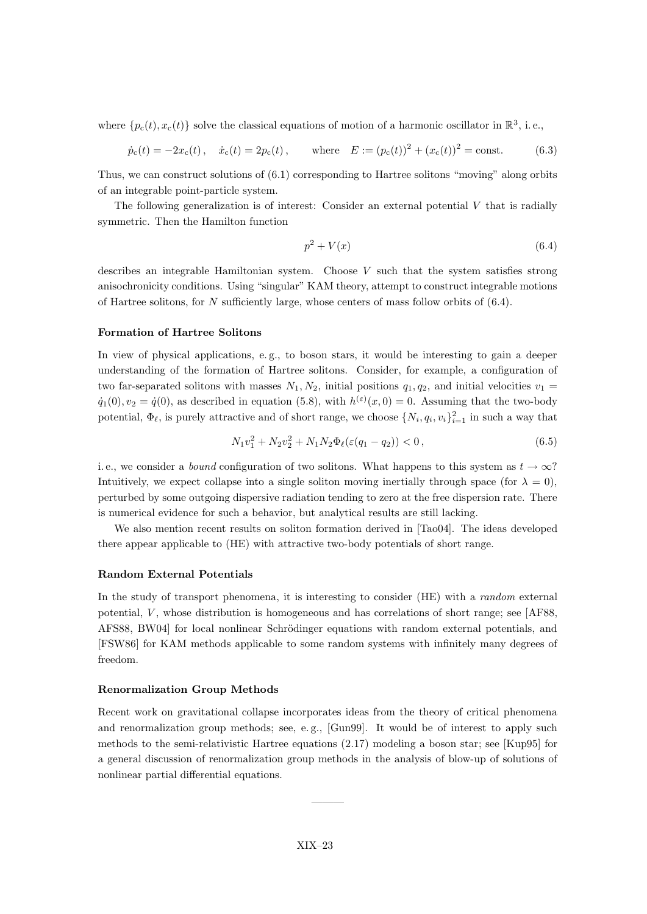where $\{p_c(t), x_c(t)\}$ solve the classical equations of motion of a harmonic oscillator in $\mathbb{R}^3$, i. e.,

$$\dot{p}_c(t) = -2x_c(t)\,, \quad \dot{x}_c(t) = 2p_c(t)\,, \qquad \text{where} \quad E := (p_c(t))^2 + (x_c(t))^2 = \text{const.} \tag{6.3}$$

Thus, we can construct solutions of (6.1) corresponding to Hartree solitons "moving" along orbits of an integrable point-particle system.

The following generalization is of interest: Consider an external potential $V$ that is radially symmetric. Then the Hamilton function

$$p^2 + V(x) \tag{6.4}$$

describes an integrable Hamiltonian system. Choose $V$ such that the system satisfies strong anisochronicity conditions. Using "singular" KAM theory, attempt to construct integrable motions of Hartree solitons, for $N$ sufficiently large, whose centers of mass follow orbits of (6.4).

**Formation of Hartree Solitons**

In view of physical applications, e. g., to boson stars, it would be interesting to gain a deeper understanding of the formation of Hartree solitons. Consider, for example, a configuration of two far-separated solitons with masses $N_1, N_2$, initial positions $q_1, q_2$, and initial velocities $v_1 = \dot{q}_1(0), v_2 = \dot{q}(0)$, as described in equation (5.8), with $h^{(\varepsilon)}(x, 0) = 0$. Assuming that the two-body potential, $\Phi_\ell$, is purely attractive and of short range, we choose $\{N_i, q_i, v_i\}_{i=1}^2$ in such a way that

$$N_1 v_1^2 + N_2 v_2^2 + N_1 N_2 \Phi_\ell(\varepsilon(q_1 - q_2)) < 0\,, \tag{6.5}$$

i. e., we consider a *bound* configuration of two solitons. What happens to this system as $t \to \infty$? Intuitively, we expect collapse into a single soliton moving inertially through space (for $\lambda = 0$), perturbed by some outgoing dispersive radiation tending to zero at the free dispersion rate. There is numerical evidence for such a behavior, but analytical results are still lacking.

We also mention recent results on soliton formation derived in [Tao04]. The ideas developed there appear applicable to (HE) with attractive two-body potentials of short range.

**Random External Potentials**

In the study of transport phenomena, it is interesting to consider (HE) with a *random* external potential, $V$, whose distribution is homogeneous and has correlations of short range; see [AF88, AFS88, BW04] for local nonlinear Schrödinger equations with random external potentials, and [FSW86] for KAM methods applicable to some random systems with infinitely many degrees of freedom.

**Renormalization Group Methods**

Recent work on gravitational collapse incorporates ideas from the theory of critical phenomena and renormalization group methods; see, e. g., [Gun99]. It would be of interest to apply such methods to the semi-relativistic Hartree equations (2.17) modeling a boson star; see [Kup95] for a general discussion of renormalization group methods in the analysis of blow-up of solutions of nonlinear partial differential equations.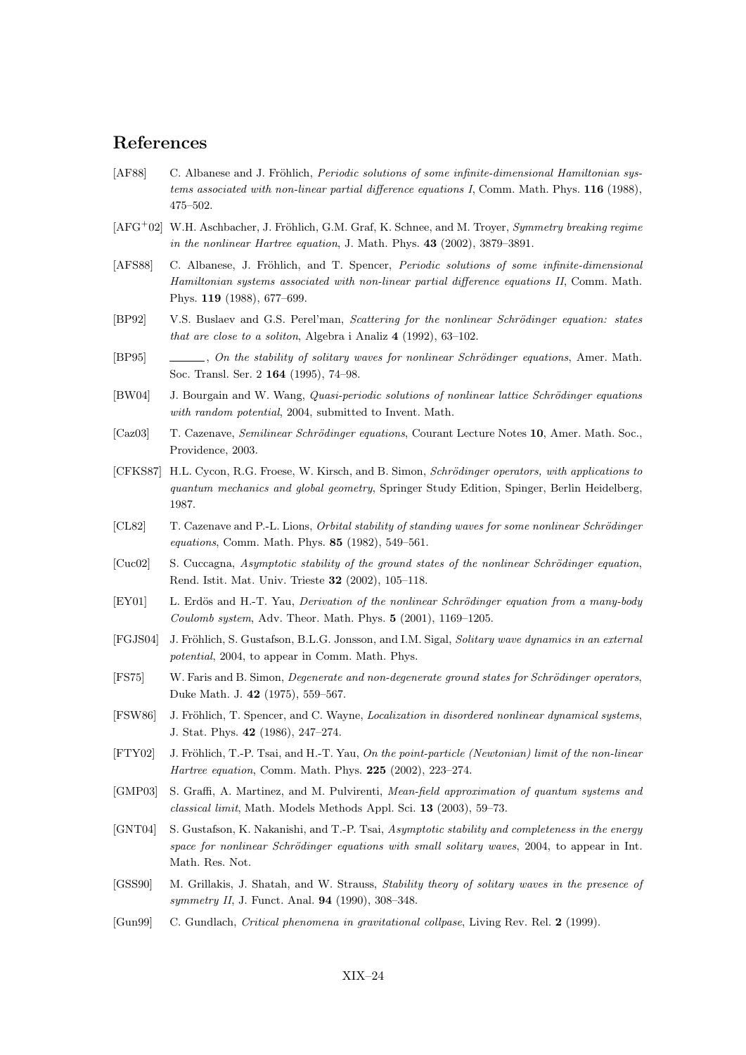## References

[AF88] C. Albanese and J. Fröhlich, *Periodic solutions of some infinite-dimensional Hamiltonian systems associated with non-linear partial difference equations I*, Comm. Math. Phys. **116** (1988), 475–502.

[AFG+02] W.H. Aschbacher, J. Fröhlich, G.M. Graf, K. Schnee, and M. Troyer, *Symmetry breaking regime in the nonlinear Hartree equation*, J. Math. Phys. **43** (2002), 3879–3891.

[AFS88] C. Albanese, J. Fröhlich, and T. Spencer, *Periodic solutions of some infinite-dimensional Hamiltonian systems associated with non-linear partial difference equations II*, Comm. Math. Phys. **119** (1988), 677–699.

[BP92] V.S. Buslaev and G.S. Perel'man, *Scattering for the nonlinear Schrödinger equation: states that are close to a soliton*, Algebra i Analiz **4** (1992), 63–102.

[BP95] ______, *On the stability of solitary waves for nonlinear Schrödinger equations*, Amer. Math. Soc. Transl. Ser. 2 **164** (1995), 74–98.

[BW04] J. Bourgain and W. Wang, *Quasi-periodic solutions of nonlinear lattice Schrödinger equations with random potential*, 2004, submitted to Invent. Math.

[Caz03] T. Cazenave, *Semilinear Schrödinger equations*, Courant Lecture Notes **10**, Amer. Math. Soc., Providence, 2003.

[CFKS87] H.L. Cycon, R.G. Froese, W. Kirsch, and B. Simon, *Schrödinger operators, with applications to quantum mechanics and global geometry*, Springer Study Edition, Spinger, Berlin Heidelberg, 1987.

[CL82] T. Cazenave and P.-L. Lions, *Orbital stability of standing waves for some nonlinear Schrödinger equations*, Comm. Math. Phys. **85** (1982), 549–561.

[Cuc02] S. Cuccagna, *Asymptotic stability of the ground states of the nonlinear Schrödinger equation*, Rend. Istit. Mat. Univ. Trieste **32** (2002), 105–118.

[EY01] L. Erdös and H.-T. Yau, *Derivation of the nonlinear Schrödinger equation from a many-body Coulomb system*, Adv. Theor. Math. Phys. **5** (2001), 1169–1205.

[FGJS04] J. Fröhlich, S. Gustafson, B.L.G. Jonsson, and I.M. Sigal, *Solitary wave dynamics in an external potential*, 2004, to appear in Comm. Math. Phys.

[FS75] W. Faris and B. Simon, *Degenerate and non-degenerate ground states for Schrödinger operators*, Duke Math. J. **42** (1975), 559–567.

[FSW86] J. Fröhlich, T. Spencer, and C. Wayne, *Localization in disordered nonlinear dynamical systems*, J. Stat. Phys. **42** (1986), 247–274.

[FTY02] J. Fröhlich, T.-P. Tsai, and H.-T. Yau, *On the point-particle (Newtonian) limit of the non-linear Hartree equation*, Comm. Math. Phys. **225** (2002), 223–274.

[GMP03] S. Graffi, A. Martinez, and M. Pulvirenti, *Mean-field approximation of quantum systems and classical limit*, Math. Models Methods Appl. Sci. **13** (2003), 59–73.

[GNT04] S. Gustafson, K. Nakanishi, and T.-P. Tsai, *Asymptotic stability and completeness in the energy space for nonlinear Schrödinger equations with small solitary waves*, 2004, to appear in Int. Math. Res. Not.

[GSS90] M. Grillakis, J. Shatah, and W. Strauss, *Stability theory of solitary waves in the presence of symmetry II*, J. Funct. Anal. **94** (1990), 308–348.

[Gun99] C. Gundlach, *Critical phenomena in gravitational collpase*, Living Rev. Rel. **2** (1999).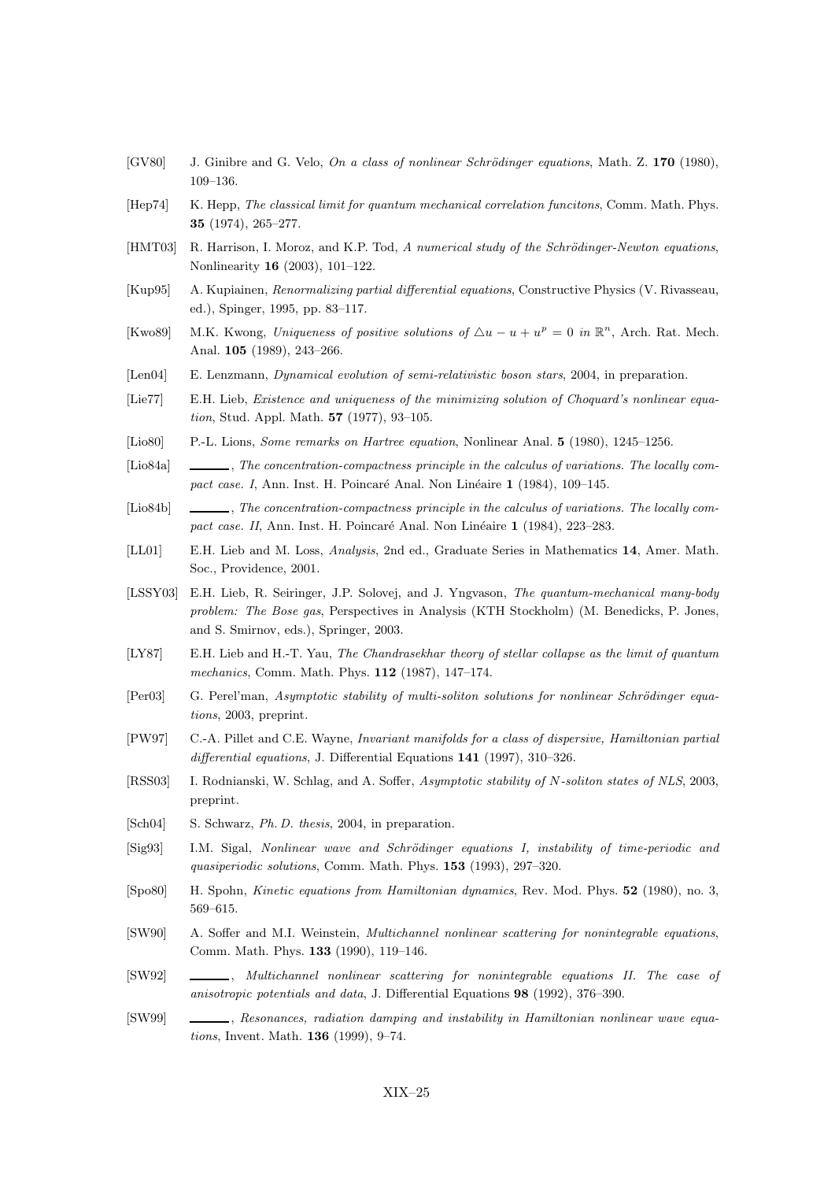[GV80] J. Ginibre and G. Velo, *On a class of nonlinear Schrödinger equations*, Math. Z. **170** (1980), 109–136.

[Hep74] K. Hepp, *The classical limit for quantum mechanical correlation funcitons*, Comm. Math. Phys. **35** (1974), 265–277.

[HMT03] R. Harrison, I. Moroz, and K.P. Tod, *A numerical study of the Schrödinger-Newton equations*, Nonlinearity **16** (2003), 101–122.

[Kup95] A. Kupiainen, *Renormalizing partial differential equations*, Constructive Physics (V. Rivasseau, ed.), Spinger, 1995, pp. 83–117.

[Kwo89] M.K. Kwong, *Uniqueness of positive solutions of $\triangle u - u + u^p = 0$ in $\mathbb{R}^n$*, Arch. Rat. Mech. Anal. **105** (1989), 243–266.

[Len04] E. Lenzmann, *Dynamical evolution of semi-relativistic boson stars*, 2004, in preparation.

[Lie77] E.H. Lieb, *Existence and uniqueness of the minimizing solution of Choquard's nonlinear equation*, Stud. Appl. Math. **57** (1977), 93–105.

[Lio80] P.-L. Lions, *Some remarks on Hartree equation*, Nonlinear Anal. **5** (1980), 1245–1256.

[Lio84a] ______, *The concentration-compactness principle in the calculus of variations. The locally compact case. I*, Ann. Inst. H. Poincaré Anal. Non Linéaire **1** (1984), 109–145.

[Lio84b] ______, *The concentration-compactness principle in the calculus of variations. The locally compact case. II*, Ann. Inst. H. Poincaré Anal. Non Linéaire **1** (1984), 223–283.

[LL01] E.H. Lieb and M. Loss, *Analysis*, 2nd ed., Graduate Series in Mathematics **14**, Amer. Math. Soc., Providence, 2001.

[LSSY03] E.H. Lieb, R. Seiringer, J.P. Solovej, and J. Yngvason, *The quantum-mechanical many-body problem: The Bose gas*, Perspectives in Analysis (KTH Stockholm) (M. Benedicks, P. Jones, and S. Smirnov, eds.), Springer, 2003.

[LY87] E.H. Lieb and H.-T. Yau, *The Chandrasekhar theory of stellar collapse as the limit of quantum mechanics*, Comm. Math. Phys. **112** (1987), 147–174.

[Per03] G. Perel'man, *Asymptotic stability of multi-soliton solutions for nonlinear Schrödinger equations*, 2003, preprint.

[PW97] C.-A. Pillet and C.E. Wayne, *Invariant manifolds for a class of dispersive, Hamiltonian partial differential equations*, J. Differential Equations **141** (1997), 310–326.

[RSS03] I. Rodnianski, W. Schlag, and A. Soffer, *Asymptotic stability of N-soliton states of NLS*, 2003, preprint.

[Sch04] S. Schwarz, *Ph. D. thesis*, 2004, in preparation.

[Sig93] I.M. Sigal, *Nonlinear wave and Schrödinger equations I, instability of time-periodic and quasiperiodic solutions*, Comm. Math. Phys. **153** (1993), 297–320.

[Spo80] H. Spohn, *Kinetic equations from Hamiltonian dynamics*, Rev. Mod. Phys. **52** (1980), no. 3, 569–615.

[SW90] A. Soffer and M.I. Weinstein, *Multichannel nonlinear scattering for nonintegrable equations*, Comm. Math. Phys. **133** (1990), 119–146.

[SW92] ______, *Multichannel nonlinear scattering for nonintegrable equations II. The case of anisotropic potentials and data*, J. Differential Equations **98** (1992), 376–390.

[SW99] ______, *Resonances, radiation damping and instability in Hamiltonian nonlinear wave equations*, Invent. Math. **136** (1999), 9–74.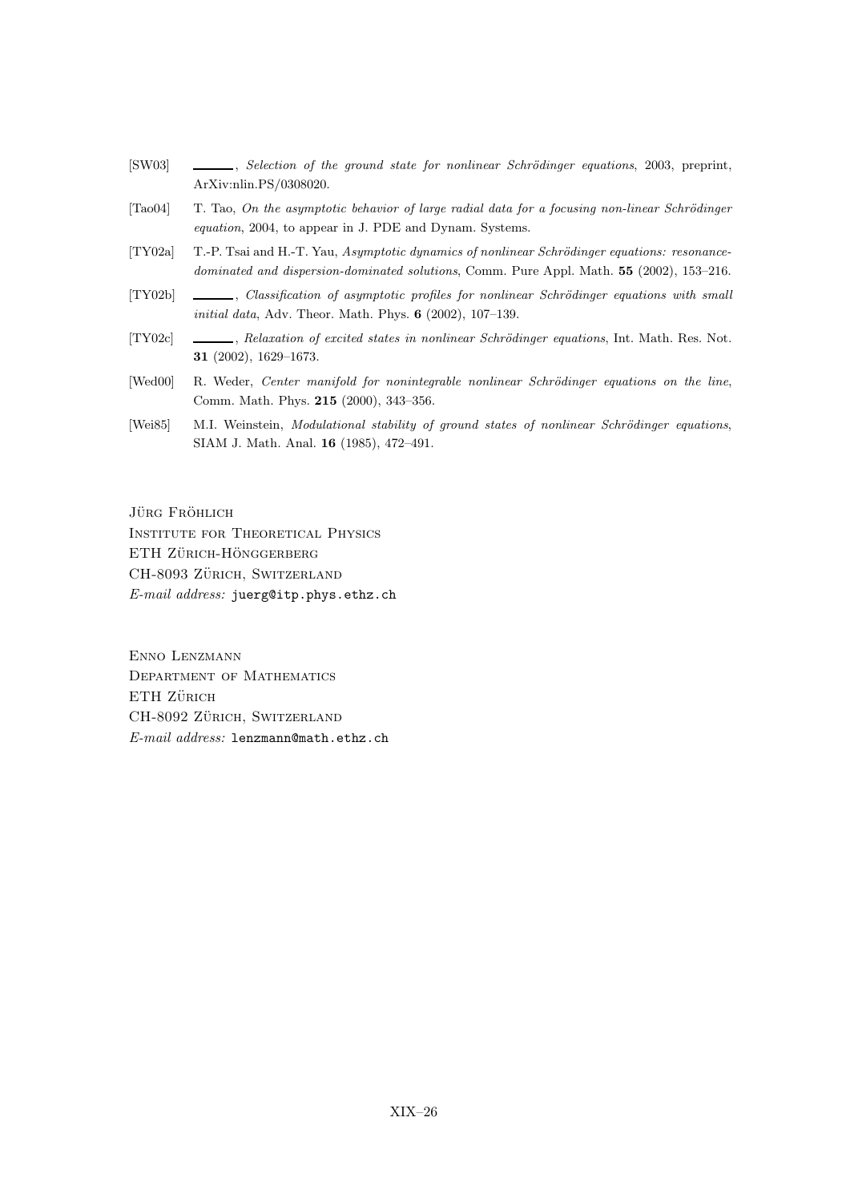[SW03] ______, *Selection of the ground state for nonlinear Schrödinger equations*, 2003, preprint, ArXiv:nlin.PS/0308020.

[Tao04] T. Tao, *On the asymptotic behavior of large radial data for a focusing non-linear Schrödinger equation*, 2004, to appear in J. PDE and Dynam. Systems.

[TY02a] T.-P. Tsai and H.-T. Yau, *Asymptotic dynamics of nonlinear Schrödinger equations: resonance-dominated and dispersion-dominated solutions*, Comm. Pure Appl. Math. **55** (2002), 153–216.

[TY02b] ______, *Classification of asymptotic profiles for nonlinear Schrödinger equations with small initial data*, Adv. Theor. Math. Phys. **6** (2002), 107–139.

[TY02c] ______, *Relaxation of excited states in nonlinear Schrödinger equations*, Int. Math. Res. Not. **31** (2002), 1629–1673.

[Wed00] R. Weder, *Center manifold for nonintegrable nonlinear Schrödinger equations on the line*, Comm. Math. Phys. **215** (2000), 343–356.

[Wei85] M.I. Weinstein, *Modulational stability of ground states of nonlinear Schrödinger equations*, SIAM J. Math. Anal. **16** (1985), 472–491.

Jürg Fröhlich
Institute for Theoretical Physics
ETH Zürich-Hönggerberg
CH-8093 Zürich, Switzerland
*E-mail address:* juerg@itp.phys.ethz.ch

Enno Lenzmann
Department of Mathematics
ETH Zürich
CH-8092 Zürich, Switzerland
*E-mail address:* lenzmann@math.ethz.ch